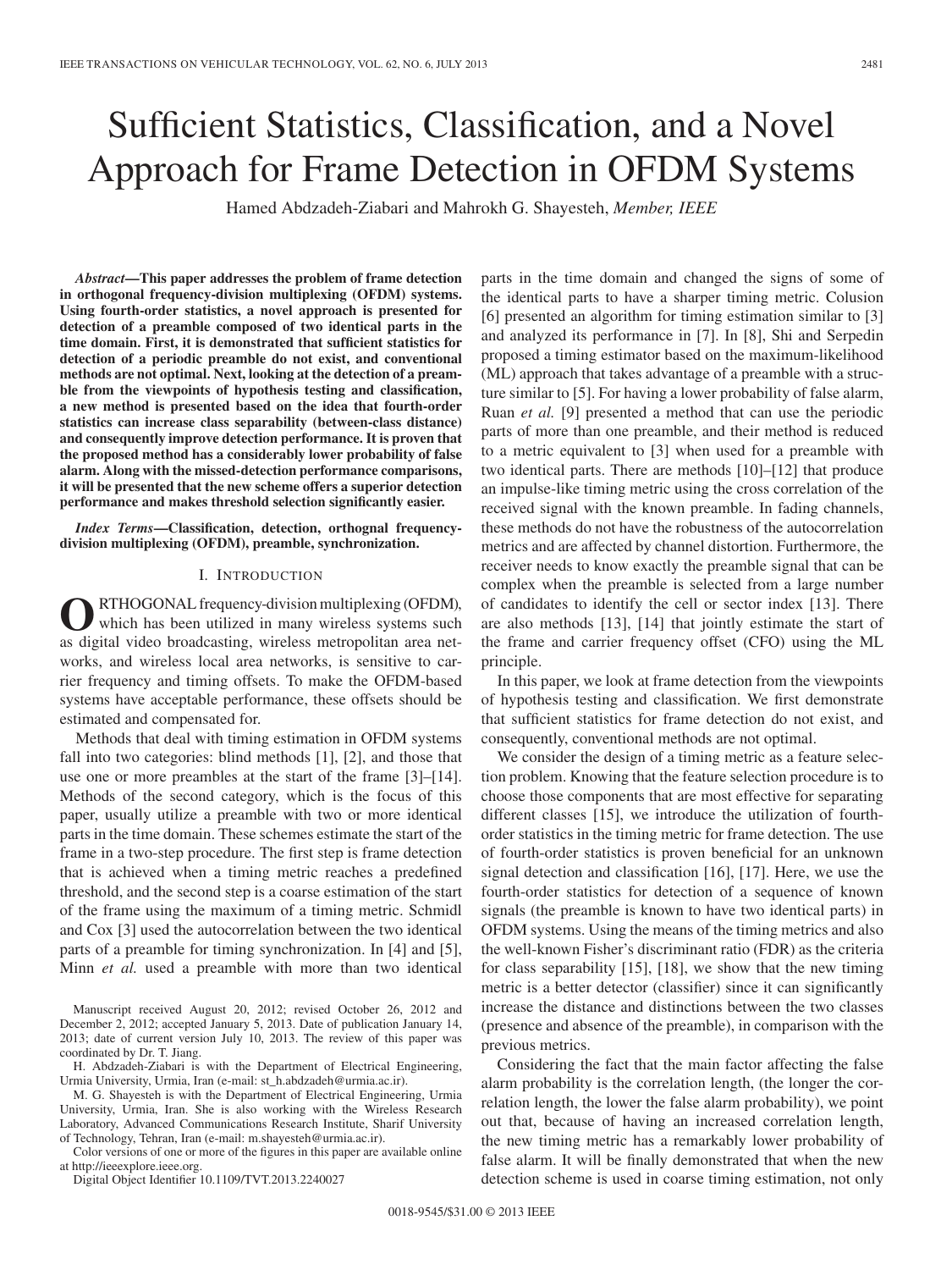# Sufficient Statistics, Classification, and a Novel Approach for Frame Detection in OFDM Systems

Hamed Abdzadeh-Ziabari and Mahrokh G. Shayesteh, *Member, IEEE*

***Abstract*—This paper addresses the problem of frame detection in orthogonal frequency-division multiplexing (OFDM) systems. Using fourth-order statistics, a novel approach is presented for detection of a preamble composed of two identical parts in the time domain. First, it is demonstrated that sufficient statistics for detection of a periodic preamble do not exist, and conventional methods are not optimal. Next, looking at the detection of a preamble from the viewpoints of hypothesis testing and classification, a new method is presented based on the idea that fourth-order statistics can increase class separability (between-class distance) and consequently improve detection performance. It is proven that the proposed method has a considerably lower probability of false alarm. Along with the missed-detection performance comparisons, it will be presented that the new scheme offers a superior detection performance and makes threshold selection significantly easier.**

***Index Terms*—Classification, detection, orthognal frequency-division multiplexing (OFDM), preamble, synchronization.**

## I. Introduction

Orthogonal frequency-division multiplexing (OFDM), which has been utilized in many wireless systems such as digital video broadcasting, wireless metropolitan area networks, and wireless local area networks, is sensitive to carrier frequency and timing offsets. To make the OFDM-based systems have acceptable performance, these offsets should be estimated and compensated for.

Methods that deal with timing estimation in OFDM systems fall into two categories: blind methods [1], [2], and those that use one or more preambles at the start of the frame [3]–[14]. Methods of the second category, which is the focus of this paper, usually utilize a preamble with two or more identical parts in the time domain. These schemes estimate the start of the frame in a two-step procedure. The first step is frame detection that is achieved when a timing metric reaches a predefined threshold, and the second step is a coarse estimation of the start of the frame using the maximum of a timing metric. Schmidl and Cox [3] used the autocorrelation between the two identical parts of a preamble for timing synchronization. In [4] and [5], Minn *et al.* used a preamble with more than two identical parts in the time domain and changed the signs of some of the identical parts to have a sharper timing metric. Colusion [6] presented an algorithm for timing estimation similar to [3] and analyzed its performance in [7]. In [8], Shi and Serpedin proposed a timing estimator based on the maximum-likelihood (ML) approach that takes advantage of a preamble with a structure similar to [5]. For having a lower probability of false alarm, Ruan *et al.* [9] presented a method that can use the periodic parts of more than one preamble, and their method is reduced to a metric equivalent to [3] when used for a preamble with two identical parts. There are methods [10]–[12] that produce an impulse-like timing metric using the cross correlation of the received signal with the known preamble. In fading channels, these methods do not have the robustness of the autocorrelation metrics and are affected by channel distortion. Furthermore, the receiver needs to know exactly the preamble signal that can be complex when the preamble is selected from a large number of candidates to identify the cell or sector index [13]. There are also methods [13], [14] that jointly estimate the start of the frame and carrier frequency offset (CFO) using the ML principle.

In this paper, we look at frame detection from the viewpoints of hypothesis testing and classification. We first demonstrate that sufficient statistics for frame detection do not exist, and consequently, conventional methods are not optimal.

We consider the design of a timing metric as a feature selection problem. Knowing that the feature selection procedure is to choose those components that are most effective for separating different classes [15], we introduce the utilization of fourth-order statistics in the timing metric for frame detection. The use of fourth-order statistics is proven beneficial for an unknown signal detection and classification [16], [17]. Here, we use the fourth-order statistics for detection of a sequence of known signals (the preamble is known to have two identical parts) in OFDM systems. Using the means of the timing metrics and also the well-known Fisher's discriminant ratio (FDR) as the criteria for class separability [15], [18], we show that the new timing metric is a better detector (classifier) since it can significantly increase the distance and distinctions between the two classes (presence and absence of the preamble), in comparison with the previous metrics.

Considering the fact that the main factor affecting the false alarm probability is the correlation length, (the longer the correlation length, the lower the false alarm probability), we point out that, because of having an increased correlation length, the new timing metric has a remarkably lower probability of false alarm. It will be finally demonstrated that when the new detection scheme is used in coarse timing estimation, not only

Manuscript received August 20, 2012; revised October 26, 2012 and December 2, 2012; accepted January 5, 2013. Date of publication January 14, 2013; date of current version July 10, 2013. The review of this paper was coordinated by Dr. T. Jiang.

H. Abdzadeh-Ziabari is with the Department of Electrical Engineering, Urmia University, Urmia, Iran (e-mail: st_h.abdzadeh@urmia.ac.ir).

M. G. Shayesteh is with the Department of Electrical Engineering, Urmia University, Urmia, Iran. She is also working with the Wireless Research Laboratory, Advanced Communications Research Institute, Sharif University of Technology, Tehran, Iran (e-mail: m.shayesteh@urmia.ac.ir).

Color versions of one or more of the figures in this paper are available online at http://ieeexplore.ieee.org.

Digital Object Identifier 10.1109/TVT.2013.2240027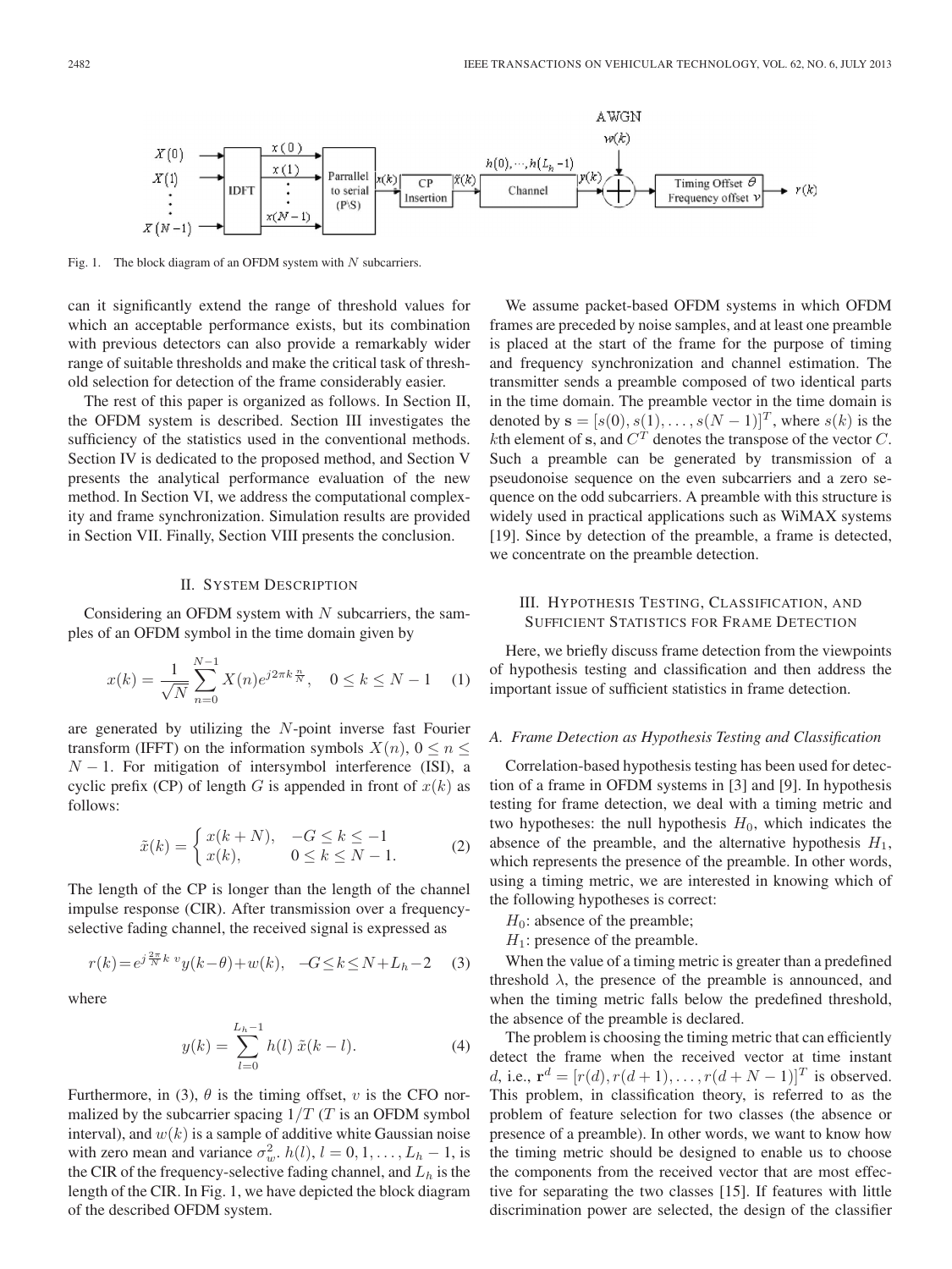Fig. 1. The block diagram of an OFDM system with $N$ subcarriers.

can it significantly extend the range of threshold values for which an acceptable performance exists, but its combination with previous detectors can also provide a remarkably wider range of suitable thresholds and make the critical task of threshold selection for detection of the frame considerably easier.

The rest of this paper is organized as follows. In Section II, the OFDM system is described. Section III investigates the sufficiency of the statistics used in the conventional methods. Section IV is dedicated to the proposed method, and Section V presents the analytical performance evaluation of the new method. In Section VI, we address the computational complexity and frame synchronization. Simulation results are provided in Section VII. Finally, Section VIII presents the conclusion.

## II. System Description

Considering an OFDM system with $N$ subcarriers, the samples of an OFDM symbol in the time domain given by

$$x(k) = \frac{1}{\sqrt{N}} \sum_{n=0}^{N-1} X(n) e^{j2\pi k \frac{n}{N}}, \quad 0 \le k \le N-1 \quad (1)$$

are generated by utilizing the $N$-point inverse fast Fourier transform (IFFT) on the information symbols $X(n)$, $0 \le n \le N-1$. For mitigation of intersymbol interference (ISI), a cyclic prefix (CP) of length $G$ is appended in front of $x(k)$ as follows:

$$\tilde{x}(k) = \begin{cases} x(k+N), & -G \le k \le -1 \\ x(k), & 0 \le k \le N-1. \end{cases} \quad (2)$$

The length of the CP is longer than the length of the channel impulse response (CIR). After transmission over a frequency-selective fading channel, the received signal is expressed as

$$r(k) = e^{j\frac{2\pi}{N}k\ v} y(k-\theta) + w(k), \quad -G \le k \le N+L_h-2 \quad (3)$$

where

$$y(k) = \sum_{l=0}^{L_h-1} h(l)\ \tilde{x}(k-l). \quad (4)$$

Furthermore, in (3), $\theta$ is the timing offset, $v$ is the CFO normalized by the subcarrier spacing $1/T$ ($T$ is an OFDM symbol interval), and $w(k)$ is a sample of additive white Gaussian noise with zero mean and variance $\sigma_w^2$. $h(l)$, $l = 0, 1, \ldots, L_h - 1$, is the CIR of the frequency-selective fading channel, and $L_h$ is the length of the CIR. In Fig. 1, we have depicted the block diagram of the described OFDM system.

We assume packet-based OFDM systems in which OFDM frames are preceded by noise samples, and at least one preamble is placed at the start of the frame for the purpose of timing and frequency synchronization and channel estimation. The transmitter sends a preamble composed of two identical parts in the time domain. The preamble vector in the time domain is denoted by $\mathbf{s} = [s(0), s(1), \ldots, s(N-1)]^T$, where $s(k)$ is the $k$th element of $\mathbf{s}$, and $C^T$ denotes the transpose of the vector $C$. Such a preamble can be generated by transmission of a pseudonoise sequence on the even subcarriers and a zero sequence on the odd subcarriers. A preamble with this structure is widely used in practical applications such as WiMAX systems [19]. Since by detection of the preamble, a frame is detected, we concentrate on the preamble detection.

## III. Hypothesis Testing, Classification, and Sufficient Statistics for Frame Detection

Here, we briefly discuss frame detection from the viewpoints of hypothesis testing and classification and then address the important issue of sufficient statistics in frame detection.

### A. Frame Detection as Hypothesis Testing and Classification

Correlation-based hypothesis testing has been used for detection of a frame in OFDM systems in [3] and [9]. In hypothesis testing for frame detection, we deal with a timing metric and two hypotheses: the null hypothesis $H_0$, which indicates the absence of the preamble, and the alternative hypothesis $H_1$, which represents the presence of the preamble. In other words, using a timing metric, we are interested in knowing which of the following hypotheses is correct:

$H_0$: absence of the preamble;

$H_1$: presence of the preamble.

When the value of a timing metric is greater than a predefined threshold $\lambda$, the presence of the preamble is announced, and when the timing metric falls below the predefined threshold, the absence of the preamble is declared.

The problem is choosing the timing metric that can efficiently detect the frame when the received vector at time instant $d$, i.e., $\mathbf{r}^d = [r(d), r(d+1), \ldots, r(d+N-1)]^T$ is observed. This problem, in classification theory, is referred to as the problem of feature selection for two classes (the absence or presence of a preamble). In other words, we want to know how the timing metric should be designed to enable us to choose the components from the received vector that are most effective for separating the two classes [15]. If features with little discrimination power are selected, the design of the classifier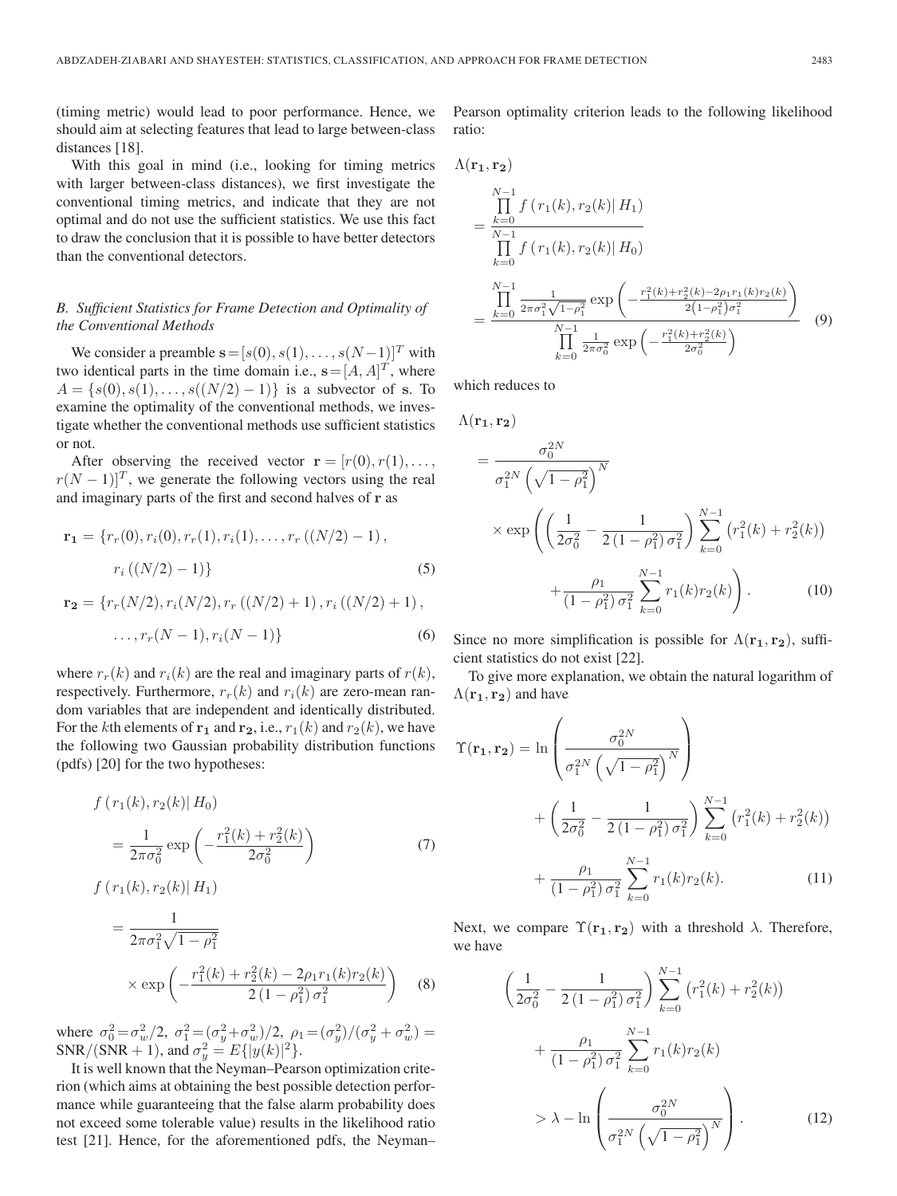(timing metric) would lead to poor performance. Hence, we should aim at selecting features that lead to large between-class distances [18].

With this goal in mind (i.e., looking for timing metrics with larger between-class distances), we first investigate the conventional timing metrics, and indicate that they are not optimal and do not use the sufficient statistics. We use this fact to draw the conclusion that it is possible to have better detectors than the conventional detectors.

### B. Sufficient Statistics for Frame Detection and Optimality of the Conventional Methods

We consider a preamble $\mathbf{s} = [s(0), s(1), \ldots, s(N-1)]^T$ with two identical parts in the time domain i.e., $\mathbf{s} = [A, A]^T$, where $A = \{s(0), s(1), \ldots, s((N/2)-1)\}$ is a subvector of $\mathbf{s}$. To examine the optimality of the conventional methods, we investigate whether the conventional methods use sufficient statistics or not.

After observing the received vector $\mathbf{r} = [r(0), r(1), \ldots, r(N-1)]^T$, we generate the following vectors using the real and imaginary parts of the first and second halves of $\mathbf{r}$ as

$$\mathbf{r_1} = \{r_r(0), r_i(0), r_r(1), r_i(1), \ldots, r_r((N/2)-1), r_i((N/2)-1)\} \tag{5}$$

$$\mathbf{r_2} = \{r_r(N/2), r_i(N/2), r_r((N/2)+1), r_i((N/2)+1), \ldots, r_r(N-1), r_i(N-1)\} \tag{6}$$

where $r_r(k)$ and $r_i(k)$ are the real and imaginary parts of $r(k)$, respectively. Furthermore, $r_r(k)$ and $r_i(k)$ are zero-mean random variables that are independent and identically distributed. For the $k$th elements of $\mathbf{r_1}$ and $\mathbf{r_2}$, i.e., $r_1(k)$ and $r_2(k)$, we have the following two Gaussian probability distribution functions (pdfs) [20] for the two hypotheses:

$$f(r_1(k), r_2(k)|\, H_0) = \frac{1}{2\pi\sigma_0^2} \exp\left(-\frac{r_1^2(k) + r_2^2(k)}{2\sigma_0^2}\right) \tag{7}$$

$$f(r_1(k), r_2(k)|\, H_1) = \frac{1}{2\pi\sigma_1^2\sqrt{1-\rho_1^2}} \times \exp\left(-\frac{r_1^2(k) + r_2^2(k) - 2\rho_1 r_1(k) r_2(k)}{2(1-\rho_1^2)\sigma_1^2}\right) \tag{8}$$

where $\sigma_0^2 = \sigma_w^2/2$, $\sigma_1^2 = (\sigma_y^2 + \sigma_w^2)/2$, $\rho_1 = (\sigma_y^2)/(\sigma_y^2 + \sigma_w^2) = \mathrm{SNR}/(\mathrm{SNR}+1)$, and $\sigma_y^2 = E\{|y(k)|^2\}$.

It is well known that the Neyman–Pearson optimization criterion (which aims at obtaining the best possible detection performance while guaranteeing that the false alarm probability does not exceed some tolerable value) results in the likelihood ratio test [21]. Hence, for the aforementioned pdfs, the Neyman–Pearson optimality criterion leads to the following likelihood ratio:

$$\Lambda(\mathbf{r_1}, \mathbf{r_2}) = \frac{\prod_{k=0}^{N-1} f(r_1(k), r_2(k)|\, H_1)}{\prod_{k=0}^{N-1} f(r_1(k), r_2(k)|\, H_0)} = \frac{\prod_{k=0}^{N-1} \frac{1}{2\pi\sigma_1^2\sqrt{1-\rho_1^2}} \exp\left(-\frac{r_1^2(k)+r_2^2(k)-2\rho_1 r_1(k) r_2(k)}{2(1-\rho_1^2)\sigma_1^2}\right)}{\prod_{k=0}^{N-1} \frac{1}{2\pi\sigma_0^2} \exp\left(-\frac{r_1^2(k)+r_2^2(k)}{2\sigma_0^2}\right)} \tag{9}$$

which reduces to

$$\Lambda(\mathbf{r_1}, \mathbf{r_2}) = \frac{\sigma_0^{2N}}{\sigma_1^{2N}\left(\sqrt{1-\rho_1^2}\right)^N} \times \exp\left(\left(\frac{1}{2\sigma_0^2} - \frac{1}{2(1-\rho_1^2)\sigma_1^2}\right)\sum_{k=0}^{N-1}\left(r_1^2(k) + r_2^2(k)\right) + \frac{\rho_1}{(1-\rho_1^2)\sigma_1^2}\sum_{k=0}^{N-1} r_1(k) r_2(k)\right). \tag{10}$$

Since no more simplification is possible for $\Lambda(\mathbf{r_1}, \mathbf{r_2})$, sufficient statistics do not exist [22].

To give more explanation, we obtain the natural logarithm of $\Lambda(\mathbf{r_1}, \mathbf{r_2})$ and have

$$\Upsilon(\mathbf{r_1}, \mathbf{r_2}) = \ln\left(\frac{\sigma_0^{2N}}{\sigma_1^{2N}\left(\sqrt{1-\rho_1^2}\right)^N}\right) + \left(\frac{1}{2\sigma_0^2} - \frac{1}{2(1-\rho_1^2)\sigma_1^2}\right)\sum_{k=0}^{N-1}\left(r_1^2(k) + r_2^2(k)\right) + \frac{\rho_1}{(1-\rho_1^2)\sigma_1^2}\sum_{k=0}^{N-1} r_1(k) r_2(k). \tag{11}$$

Next, we compare $\Upsilon(\mathbf{r_1}, \mathbf{r_2})$ with a threshold $\lambda$. Therefore, we have

$$\left(\frac{1}{2\sigma_0^2} - \frac{1}{2(1-\rho_1^2)\sigma_1^2}\right)\sum_{k=0}^{N-1}\left(r_1^2(k) + r_2^2(k)\right) + \frac{\rho_1}{(1-\rho_1^2)\sigma_1^2}\sum_{k=0}^{N-1} r_1(k) r_2(k) > \lambda - \ln\left(\frac{\sigma_0^{2N}}{\sigma_1^{2N}\left(\sqrt{1-\rho_1^2}\right)^N}\right). \tag{12}$$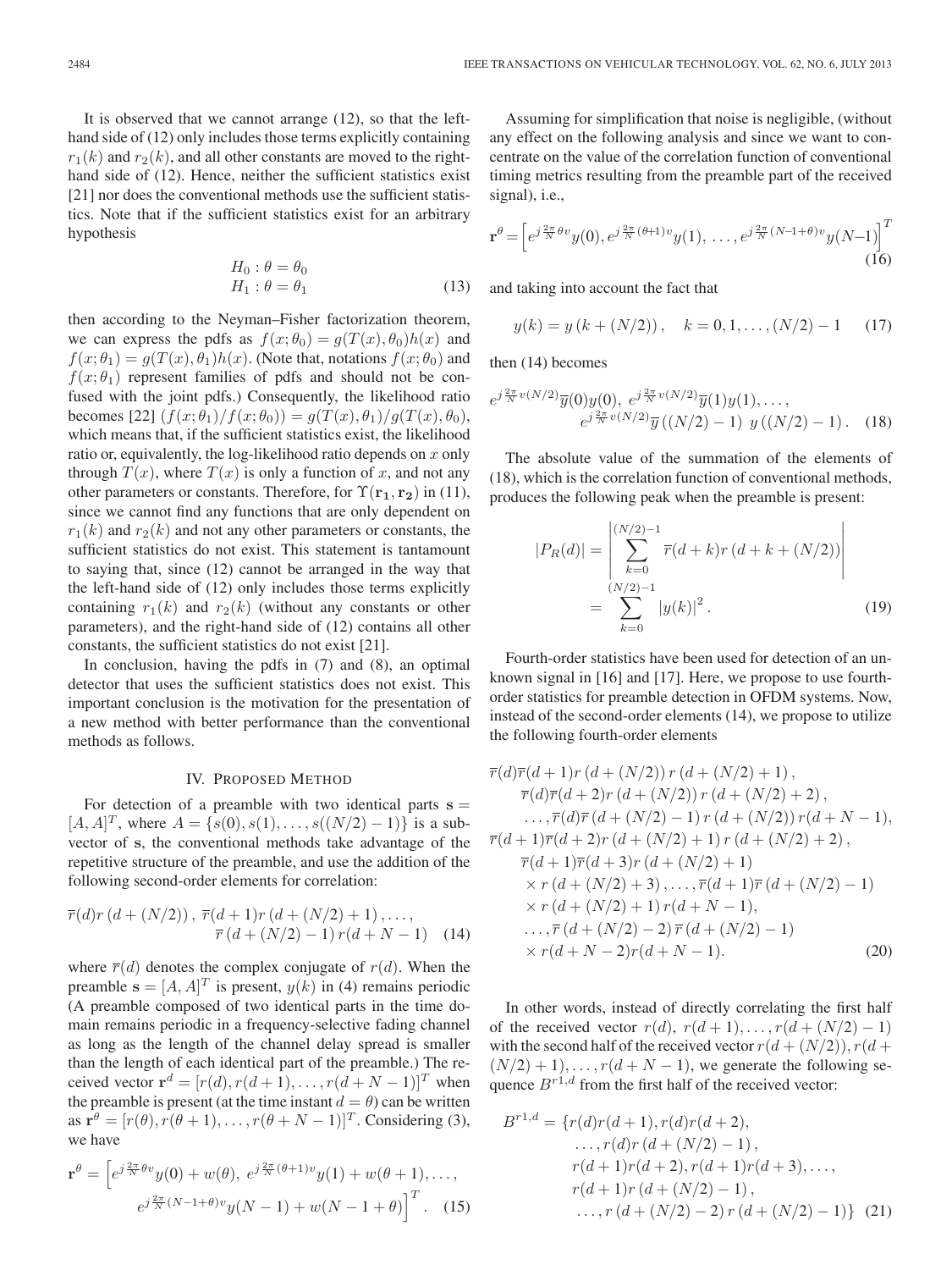It is observed that we cannot arrange (12), so that the left-hand side of (12) only includes those terms explicitly containing $r_1(k)$ and $r_2(k)$, and all other constants are moved to the right-hand side of (12). Hence, neither the sufficient statistics exist [21] nor does the conventional methods use the sufficient statistics. Note that if the sufficient statistics exist for an arbitrary hypothesis

$$H_0 : \theta = \theta_0$$
$$H_1 : \theta = \theta_1 \tag{13}$$

then according to the Neyman–Fisher factorization theorem, we can express the pdfs as $f(x;\theta_0) = g(T(x),\theta_0)h(x)$ and $f(x;\theta_1) = g(T(x),\theta_1)h(x)$. (Note that, notations $f(x;\theta_0)$ and $f(x;\theta_1)$ represent families of pdfs and should not be confused with the joint pdfs.) Consequently, the likelihood ratio becomes [22] $(f(x;\theta_1)/f(x;\theta_0)) = g(T(x),\theta_1)/g(T(x),\theta_0)$, which means that, if the sufficient statistics exist, the likelihood ratio or, equivalently, the log-likelihood ratio depends on $x$ only through $T(x)$, where $T(x)$ is only a function of $x$, and not any other parameters or constants. Therefore, for $\Upsilon(\mathbf{r_1}, \mathbf{r_2})$ in (11), since we cannot find any functions that are only dependent on $r_1(k)$ and $r_2(k)$ and not any other parameters or constants, the sufficient statistics do not exist. This statement is tantamount to saying that, since (12) cannot be arranged in the way that the left-hand side of (12) only includes those terms explicitly containing $r_1(k)$ and $r_2(k)$ (without any constants or other parameters), and the right-hand side of (12) contains all other constants, the sufficient statistics do not exist [21].

In conclusion, having the pdfs in (7) and (8), an optimal detector that uses the sufficient statistics does not exist. This important conclusion is the motivation for the presentation of a new method with better performance than the conventional methods as follows.

## IV. Proposed Method

For detection of a preamble with two identical parts $\mathbf{s} = [A, A]^T$, where $A = \{s(0), s(1), \ldots, s((N/2)-1)\}$ is a subvector of $\mathbf{s}$, the conventional methods take advantage of the repetitive structure of the preamble, and use the addition of the following second-order elements for correlation:

$$\overline{r}(d)r\left(d+(N/2)\right),\ \overline{r}(d+1)r\left(d+(N/2)+1\right),\ldots,\ \overline{r}\left(d+(N/2)-1\right)r(d+N-1) \tag{14}$$

where $\overline{r}(d)$ denotes the complex conjugate of $r(d)$. When the preamble $\mathbf{s} = [A, A]^T$ is present, $y(k)$ in (4) remains periodic (A preamble composed of two identical parts in the time domain remains periodic in a frequency-selective fading channel as long as the length of the channel delay spread is smaller than the length of each identical part of the preamble.) The received vector $\mathbf{r}^d = [r(d), r(d+1), \ldots, r(d+N-1)]^T$ when the preamble is present (at the time instant $d = \theta$) can be written as $\mathbf{r}^\theta = [r(\theta), r(\theta+1), \ldots, r(\theta+N-1)]^T$. Considering (3), we have

$$\mathbf{r}^\theta = \left[e^{j\frac{2\pi}{N}\theta v}y(0)+w(\theta),\ e^{j\frac{2\pi}{N}(\theta+1)v}y(1)+w(\theta+1),\ldots,\ e^{j\frac{2\pi}{N}(N-1+\theta)v}y(N-1)+w(N-1+\theta)\right]^T. \tag{15}$$

Assuming for simplification that noise is negligible, (without any effect on the following analysis and since we want to concentrate on the value of the correlation function of conventional timing metrics resulting from the preamble part of the received signal), i.e.,

$$\mathbf{r}^\theta = \left[e^{j\frac{2\pi}{N}\theta v}y(0), e^{j\frac{2\pi}{N}(\theta+1)v}y(1),\ \ldots, e^{j\frac{2\pi}{N}(N-1+\theta)v}y(N-1)\right]^T \tag{16}$$

and taking into account the fact that

$$y(k) = y\left(k+(N/2)\right), \quad k = 0, 1, \ldots, (N/2)-1 \tag{17}$$

then (14) becomes

$$e^{j\frac{2\pi}{N}v(N/2)}\overline{y}(0)y(0),\ e^{j\frac{2\pi}{N}v(N/2)}\overline{y}(1)y(1),\ldots,\ e^{j\frac{2\pi}{N}v(N/2)}\overline{y}\left((N/2)-1\right)\ y\left((N/2)-1\right). \tag{18}$$

The absolute value of the summation of the elements of (18), which is the correlation function of conventional methods, produces the following peak when the preamble is present:

$$|P_R(d)| = \left|\sum_{k=0}^{(N/2)-1} \overline{r}(d+k)r\left(d+k+(N/2)\right)\right| = \sum_{k=0}^{(N/2)-1} |y(k)|^2. \tag{19}$$

Fourth-order statistics have been used for detection of an unknown signal in [16] and [17]. Here, we propose to use fourth-order statistics for preamble detection in OFDM systems. Now, instead of the second-order elements (14), we propose to utilize the following fourth-order elements

$$\begin{aligned}
&\overline{r}(d)\overline{r}(d+1)r\left(d+(N/2)\right)r\left(d+(N/2)+1\right),\\
&\quad \overline{r}(d)\overline{r}(d+2)r\left(d+(N/2)\right)r\left(d+(N/2)+2\right),\\
&\quad \ldots,\overline{r}(d)\overline{r}\left(d+(N/2)-1\right)r\left(d+(N/2)\right)r(d+N-1),\\
&\overline{r}(d+1)\overline{r}(d+2)r\left(d+(N/2)+1\right)r\left(d+(N/2)+2\right),\\
&\quad \overline{r}(d+1)\overline{r}(d+3)r\left(d+(N/2)+1\right)\\
&\quad \times r\left(d+(N/2)+3\right),\ldots,\overline{r}(d+1)\overline{r}\left(d+(N/2)-1\right)\\
&\quad \times r\left(d+(N/2)+1\right)r(d+N-1),\\
&\quad \ldots,\overline{r}\left(d+(N/2)-2\right)\overline{r}\left(d+(N/2)-1\right)\\
&\quad \times r(d+N-2)r(d+N-1).
\end{aligned} \tag{20}$$

In other words, instead of directly correlating the first half of the received vector $r(d), r(d+1), \ldots, r(d+(N/2)-1)$ with the second half of the received vector $r(d+(N/2)), r(d+(N/2)+1), \ldots, r(d+N-1)$, we generate the following sequence $B^{r1,d}$ from the first half of the received vector:

$$\begin{aligned}
B^{r1,d} = \{&r(d+1)r(d+1), r(d)r(d+2),\\
&\ldots, r(d)r\left(d+(N/2)-1\right),\\
&r(d+1)r(d+2), r(d+1)r(d+3),\ldots,\\
&r(d+1)r\left(d+(N/2)-1\right),\\
&\ldots, r\left(d+(N/2)-2\right)r\left(d+(N/2)-1\right)\}
\end{aligned} \tag{21}$$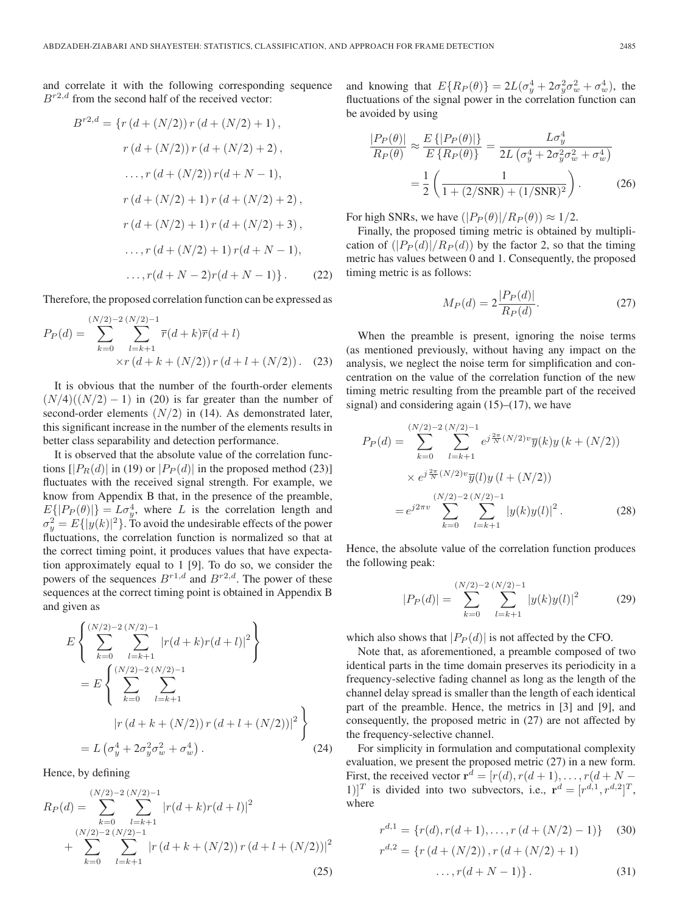and correlate it with the following corresponding sequence $B^{r2,d}$ from the second half of the received vector:

$$
\begin{aligned}
B^{r2,d} = \{ & r(d+(N/2))\, r(d+(N/2)+1), \\
& r(d+(N/2))\, r(d+(N/2)+2), \\
& \ldots, r(d+(N/2))\, r(d+N-1), \\
& r(d+(N/2)+1)\, r(d+(N/2)+2), \\
& r(d+(N/2)+1)\, r(d+(N/2)+3), \\
& \ldots, r(d+(N/2)+1)\, r(d+N-1), \\
& \ldots, r(d+N-2) r(d+N-1)\}. 
\end{aligned} \tag{22}
$$

Therefore, the proposed correlation function can be expressed as

$$
P_P(d) = \sum_{k=0}^{(N/2)-2} \sum_{l=k+1}^{(N/2)-1} \overline{r}(d+k)\overline{r}(d+l) \times r(d+k+(N/2))\, r(d+l+(N/2)). \tag{23}
$$

It is obvious that the number of the fourth-order elements $(N/4)((N/2)-1)$ in (20) is far greater than the number of second-order elements $(N/2)$ in (14). As demonstrated later, this significant increase in the number of the elements results in better class separability and detection performance.

It is observed that the absolute value of the correlation functions [$|P_R(d)|$ in (19) or $|P_P(d)|$ in the proposed method (23)] fluctuates with the received signal strength. For example, we know from Appendix B that, in the presence of the preamble, $E\{|P_P(\theta)|\} = L\sigma_y^4$, where $L$ is the correlation length and $\sigma_y^2 = E\{|y(k)|^2\}$. To avoid the undesirable effects of the power fluctuations, the correlation function is normalized so that at the correct timing point, it produces values that have expectation approximately equal to 1 [9]. To do so, we consider the powers of the sequences $B^{r1,d}$ and $B^{r2,d}$. The power of these sequences at the correct timing point is obtained in Appendix B and given as

$$
\begin{aligned}
& E\left\{ \sum_{k=0}^{(N/2)-2} \sum_{l=k+1}^{(N/2)-1} |r(d+k)r(d+l)|^2 \right\} \\
&= E\left\{ \sum_{k=0}^{(N/2)-2} \sum_{l=k+1}^{(N/2)-1} |r(d+k+(N/2))\, r(d+l+(N/2))|^2 \right\} \\
&= L\left(\sigma_y^4 + 2\sigma_y^2\sigma_w^2 + \sigma_w^4\right).
\end{aligned} \tag{24}
$$

Hence, by defining

$$
R_P(d) = \sum_{k=0}^{(N/2)-2} \sum_{l=k+1}^{(N/2)-1} |r(d+k)r(d+l)|^2 + \sum_{k=0}^{(N/2)-2} \sum_{l=k+1}^{(N/2)-1} |r(d+k+(N/2))\, r(d+l+(N/2))|^2 \tag{25}
$$

and knowing that $E\{R_P(\theta)\} = 2L(\sigma_y^4 + 2\sigma_y^2\sigma_w^2 + \sigma_w^4)$, the fluctuations of the signal power in the correlation function can be avoided by using

$$
\frac{|P_P(\theta)|}{R_P(\theta)} \approx \frac{E\{|P_P(\theta)|\}}{E\{R_P(\theta)\}} = \frac{L\sigma_y^4}{2L\left(\sigma_y^4 + 2\sigma_y^2\sigma_w^2 + \sigma_w^4\right)} = \frac{1}{2}\left(\frac{1}{1+(2/\mathrm{SNR})+(1/\mathrm{SNR})^2}\right). \tag{26}
$$

For high SNRs, we have $(|P_P(\theta)|/R_P(\theta)) \approx 1/2$.

Finally, the proposed timing metric is obtained by multiplication of $(|P_P(d)|/R_P(d))$ by the factor 2, so that the timing metric has values between 0 and 1. Consequently, the proposed timing metric is as follows:

$$
M_P(d) = 2\frac{|P_P(d)|}{R_P(d)}. \tag{27}
$$

When the preamble is present, ignoring the noise terms (as mentioned previously, without having any impact on the analysis, we neglect the noise term for simplification and concentration on the value of the correlation function of the new timing metric resulting from the preamble part of the received signal) and considering again (15)–(17), we have

$$
\begin{aligned}
P_P(d) &= \sum_{k=0}^{(N/2)-2} \sum_{l=k+1}^{(N/2)-1} e^{j\frac{2\pi}{N}(N/2)v}\overline{y}(k)y(k+(N/2)) \\
&\quad \times e^{j\frac{2\pi}{N}(N/2)v}\overline{y}(l)y(l+(N/2)) \\
&= e^{j2\pi v}\sum_{k=0}^{(N/2)-2} \sum_{l=k+1}^{(N/2)-1} |y(k)y(l)|^2.
\end{aligned} \tag{28}
$$

Hence, the absolute value of the correlation function produces the following peak:

$$
|P_P(d)| = \sum_{k=0}^{(N/2)-2} \sum_{l=k+1}^{(N/2)-1} |y(k)y(l)|^2 \tag{29}
$$

which also shows that $|P_P(d)|$ is not affected by the CFO.

Note that, as aforementioned, a preamble composed of two identical parts in the time domain preserves its periodicity in a frequency-selective fading channel as long as the length of the channel delay spread is smaller than the length of each identical part of the preamble. Hence, the metrics in [3] and [9], and consequently, the proposed metric in (27) are not affected by the frequency-selective channel.

For simplicity in formulation and computational complexity evaluation, we present the proposed metric (27) in a new form. First, the received vector $\mathbf{r}^d = [r(d), r(d+1), \ldots, r(d+N-1)]^T$ is divided into two subvectors, i.e., $\mathbf{r}^d = [r^{d,1}, r^{d,2}]^T$, where

$$
r^{d,1} = \{r(d), r(d+1), \ldots, r(d+(N/2)-1)\} \tag{30}
$$

$$
r^{d,2} = \{r(d+(N/2)), r(d+(N/2)+1) \ldots, r(d+N-1)\}. \tag{31}
$$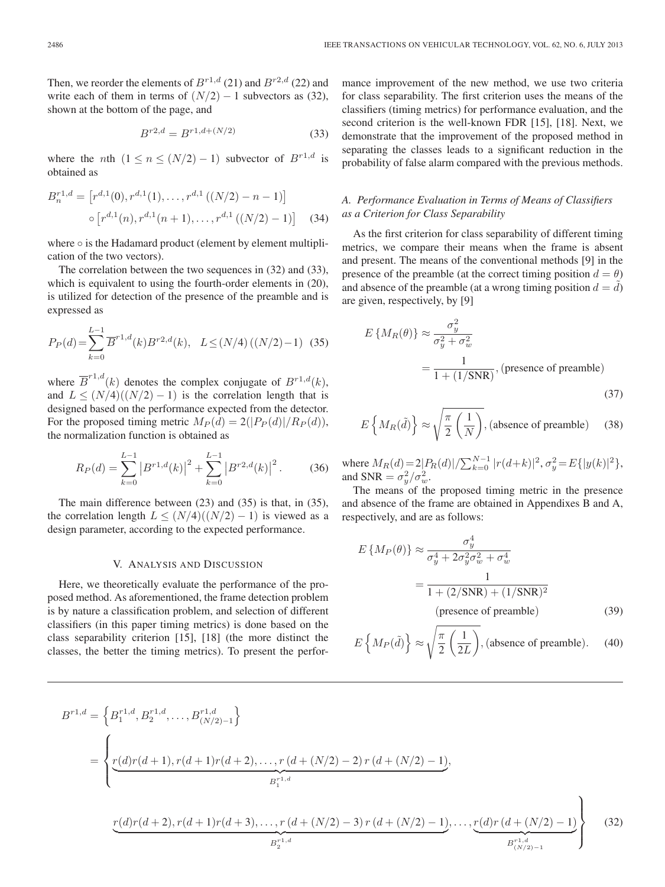Then, we reorder the elements of $B^{r1,d}$ (21) and $B^{r2,d}$ (22) and write each of them in terms of $(N/2) - 1$ subvectors as (32), shown at the bottom of the page, and

$$B^{r2,d} = B^{r1,d+(N/2)} \tag{33}$$

where the $n$th $(1 \leq n \leq (N/2) - 1)$ subvector of $B^{r1,d}$ is obtained as

$$B_n^{r1,d} = \left[r^{d,1}(0), r^{d,1}(1), \ldots, r^{d,1}\left((N/2) - n - 1\right)\right] \circ \left[r^{d,1}(n), r^{d,1}(n+1), \ldots, r^{d,1}\left((N/2) - 1\right)\right] \tag{34}$$

where $\circ$ is the Hadamard product (element by element multiplication of the two vectors).

The correlation between the two sequences in (32) and (33), which is equivalent to using the fourth-order elements in (20), is utilized for detection of the presence of the preamble and is expressed as

$$P_P(d) = \sum_{k=0}^{L-1} \overline{B}^{r1,d}(k) B^{r2,d}(k), \quad L \leq (N/4)\left((N/2) - 1\right) \tag{35}$$

where $\overline{B}^{r1,d}(k)$ denotes the complex conjugate of $B^{r1,d}(k)$, and $L \leq (N/4)((N/2) - 1)$ is the correlation length that is designed based on the performance expected from the detector. For the proposed timing metric $M_P(d) = 2(|P_P(d)|/R_P(d))$, the normalization function is obtained as

$$R_P(d) = \sum_{k=0}^{L-1} \left|B^{r1,d}(k)\right|^2 + \sum_{k=0}^{L-1} \left|B^{r2,d}(k)\right|^2. \tag{36}$$

The main difference between (23) and (35) is that, in (35), the correlation length $L \leq (N/4)((N/2) - 1)$ is viewed as a design parameter, according to the expected performance.

## V. Analysis and Discussion

Here, we theoretically evaluate the performance of the proposed method. As aforementioned, the frame detection problem is by nature a classification problem, and selection of different classifiers (in this paper timing metrics) is done based on the class separability criterion [15], [18] (the more distinct the classes, the better the timing metrics). To present the performance improvement of the new method, we use two criteria for class separability. The first criterion uses the means of the classifiers (timing metrics) for performance evaluation, and the second criterion is the well-known FDR [15], [18]. Next, we demonstrate that the improvement of the proposed method in separating the classes leads to a significant reduction in the probability of false alarm compared with the previous methods.

### *A. Performance Evaluation in Terms of Means of Classifiers as a Criterion for Class Separability*

As the first criterion for class separability of different timing metrics, we compare their means when the frame is absent and present. The means of the conventional methods [9] in the presence of the preamble (at the correct timing position $d = \theta$) and absence of the preamble (at a wrong timing position $d = \tilde{d}$) are given, respectively, by [9]

$$E\left\{M_R(\theta)\right\} \approx \frac{\sigma_y^2}{\sigma_y^2 + \sigma_w^2} = \frac{1}{1 + (1/\text{SNR})}, \text{(presence of preamble)} \tag{37}$$

$$E\left\{M_R(\tilde{d})\right\} \approx \sqrt{\frac{\pi}{2}\left(\frac{1}{N}\right)}, \text{(absence of preamble)} \tag{38}$$

where $M_R(d) = 2|P_R(d)|/\sum_{k=0}^{N-1} |r(d+k)|^2$, $\sigma_y^2 = E\{|y(k)|^2\}$, and $\text{SNR} = \sigma_y^2/\sigma_w^2$.

The means of the proposed timing metric in the presence and absence of the frame are obtained in Appendixes B and A, respectively, and are as follows:

$$E\left\{M_P(\theta)\right\} \approx \frac{\sigma_y^4}{\sigma_y^4 + 2\sigma_y^2\sigma_w^2 + \sigma_w^4} = \frac{1}{1 + (2/\text{SNR}) + (1/\text{SNR})^2} \quad \text{(presence of preamble)} \tag{39}$$

$$E\left\{M_P(\tilde{d})\right\} \approx \sqrt{\frac{\pi}{2}\left(\frac{1}{2L}\right)}, \text{(absence of preamble)}. \tag{40}$$

$$B^{r1,d} = \left\{B_1^{r1,d}, B_2^{r1,d}, \ldots, B_{(N/2)-1}^{r1,d}\right\} = \left\{ \underbrace{r(d)r(d+1), r(d+1)r(d+2), \ldots, r\left(d + (N/2) - 2\right) r\left(d + (N/2) - 1\right)}_{B_1^{r1,d}}, \underbrace{r(d)r(d+2), r(d+1)r(d+3), \ldots, r\left(d + (N/2) - 3\right) r\left(d + (N/2) - 1\right)}_{B_2^{r1,d}}, \ldots, \underbrace{r(d)r\left(d + (N/2) - 1\right)}_{B_{(N/2)-1}^{r1,d}} \right\} \tag{32}$$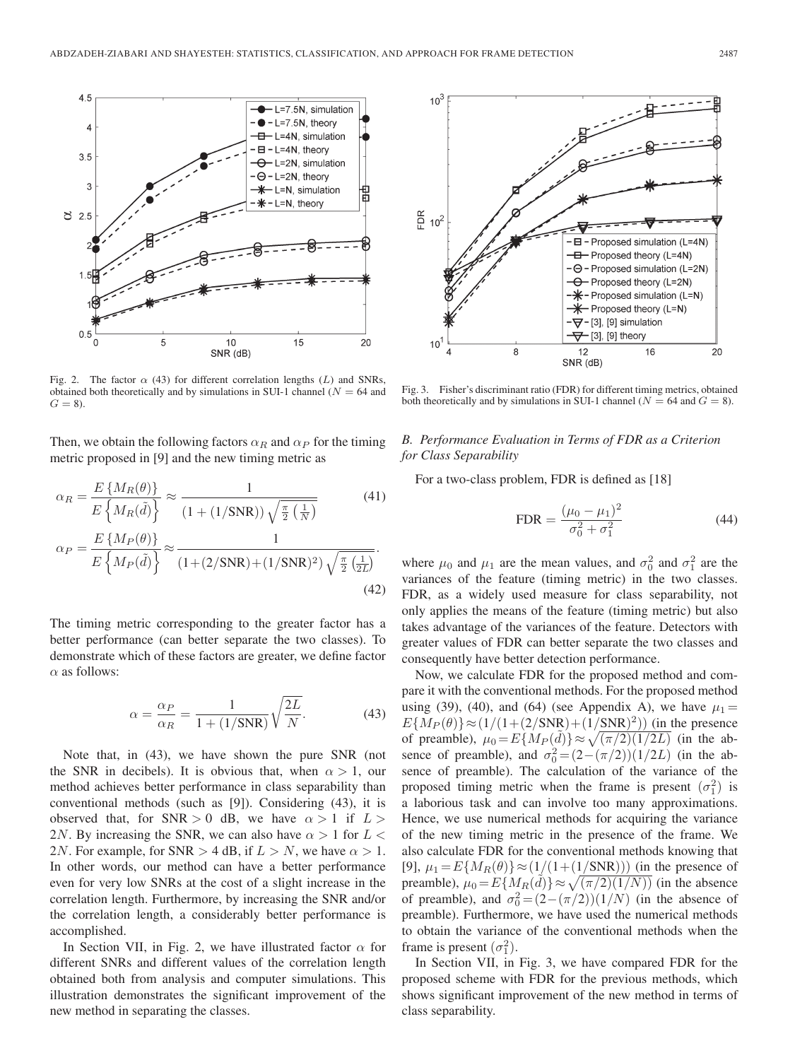Fig. 2. The factor $\alpha$ (43) for different correlation lengths ($L$) and SNRs, obtained both theoretically and by simulations in SUI-1 channel ($N = 64$ and $G = 8$).

Fig. 3. Fisher's discriminant ratio (FDR) for different timing metrics, obtained both theoretically and by simulations in SUI-1 channel ($N = 64$ and $G = 8$).

Then, we obtain the following factors $\alpha_R$ and $\alpha_P$ for the timing metric proposed in [9] and the new timing metric as

$$\alpha_R = \frac{E\{M_R(\theta)\}}{E\left\{M_R(\tilde{d})\right\}} \approx \frac{1}{(1+(1/\mathrm{SNR}))\sqrt{\frac{\pi}{2}\left(\frac{1}{N}\right)}} \tag{41}$$

$$\alpha_P = \frac{E\{M_P(\theta)\}}{E\left\{M_P(\tilde{d})\right\}} \approx \frac{1}{(1+(2/\mathrm{SNR})+(1/\mathrm{SNR})^2)\sqrt{\frac{\pi}{2}\left(\frac{1}{2L}\right)}}. \tag{42}$$

The timing metric corresponding to the greater factor has a better performance (can better separate the two classes). To demonstrate which of these factors are greater, we define factor $\alpha$ as follows:

$$\alpha = \frac{\alpha_P}{\alpha_R} = \frac{1}{1+(1/\mathrm{SNR})}\sqrt{\frac{2L}{N}}. \tag{43}$$

Note that, in (43), we have shown the pure SNR (not the SNR in decibels). It is obvious that, when $\alpha > 1$, our method achieves better performance in class separability than conventional methods (such as [9]). Considering (43), it is observed that, for $\mathrm{SNR} > 0$ dB, we have $\alpha > 1$ if $L > 2N$. By increasing the SNR, we can also have $\alpha > 1$ for $L < 2N$. For example, for $\mathrm{SNR} > 4$ dB, if $L > N$, we have $\alpha > 1$. In other words, our method can have a better performance even for very low SNRs at the cost of a slight increase in the correlation length. Furthermore, by increasing the SNR and/or the correlation length, a considerably better performance is accomplished.

In Section VII, in Fig. 2, we have illustrated factor $\alpha$ for different SNRs and different values of the correlation length obtained both from analysis and computer simulations. This illustration demonstrates the significant improvement of the new method in separating the classes.

### *B. Performance Evaluation in Terms of FDR as a Criterion for Class Separability*

For a two-class problem, FDR is defined as [18]

$$\mathrm{FDR} = \frac{(\mu_0 - \mu_1)^2}{\sigma_0^2 + \sigma_1^2} \tag{44}$$

where $\mu_0$ and $\mu_1$ are the mean values, and $\sigma_0^2$ and $\sigma_1^2$ are the variances of the feature (timing metric) in the two classes. FDR, as a widely used measure for class separability, not only applies the means of the feature (timing metric) but also takes advantage of the variances of the feature. Detectors with greater values of FDR can better separate the two classes and consequently have better detection performance.

Now, we calculate FDR for the proposed method and compare it with the conventional methods. For the proposed method using (39), (40), and (64) (see Appendix A), we have $\mu_1 = E\{M_P(\theta)\} \approx (1/(1+(2/\mathrm{SNR})+(1/\mathrm{SNR})^2))$ (in the presence of preamble), $\mu_0 = E\{M_P(\tilde{d})\} \approx \sqrt{(\pi/2)(1/2L)}$ (in the absence of preamble), and $\sigma_0^2 = (2-(\pi/2))(1/2L)$ (in the absence of preamble). The calculation of the variance of the proposed timing metric when the frame is present ($\sigma_1^2$) is a laborious task and can involve too many approximations. Hence, we use numerical methods for acquiring the variance of the new timing metric in the presence of the frame. We also calculate FDR for the conventional methods knowing that [9], $\mu_1 = E\{M_R(\theta)\} \approx (1/(1+(1/\mathrm{SNR})))$ (in the presence of preamble), $\mu_0 = E\{M_R(\tilde{d})\} \approx \sqrt{(\pi/2)(1/N)}$ (in the absence of preamble), and $\sigma_0^2 = (2-(\pi/2))(1/N)$ (in the absence of preamble). Furthermore, we have used the numerical methods to obtain the variance of the conventional methods when the frame is present ($\sigma_1^2$).

In Section VII, in Fig. 3, we have compared FDR for the proposed scheme with FDR for the previous methods, which shows significant improvement of the new method in terms of class separability.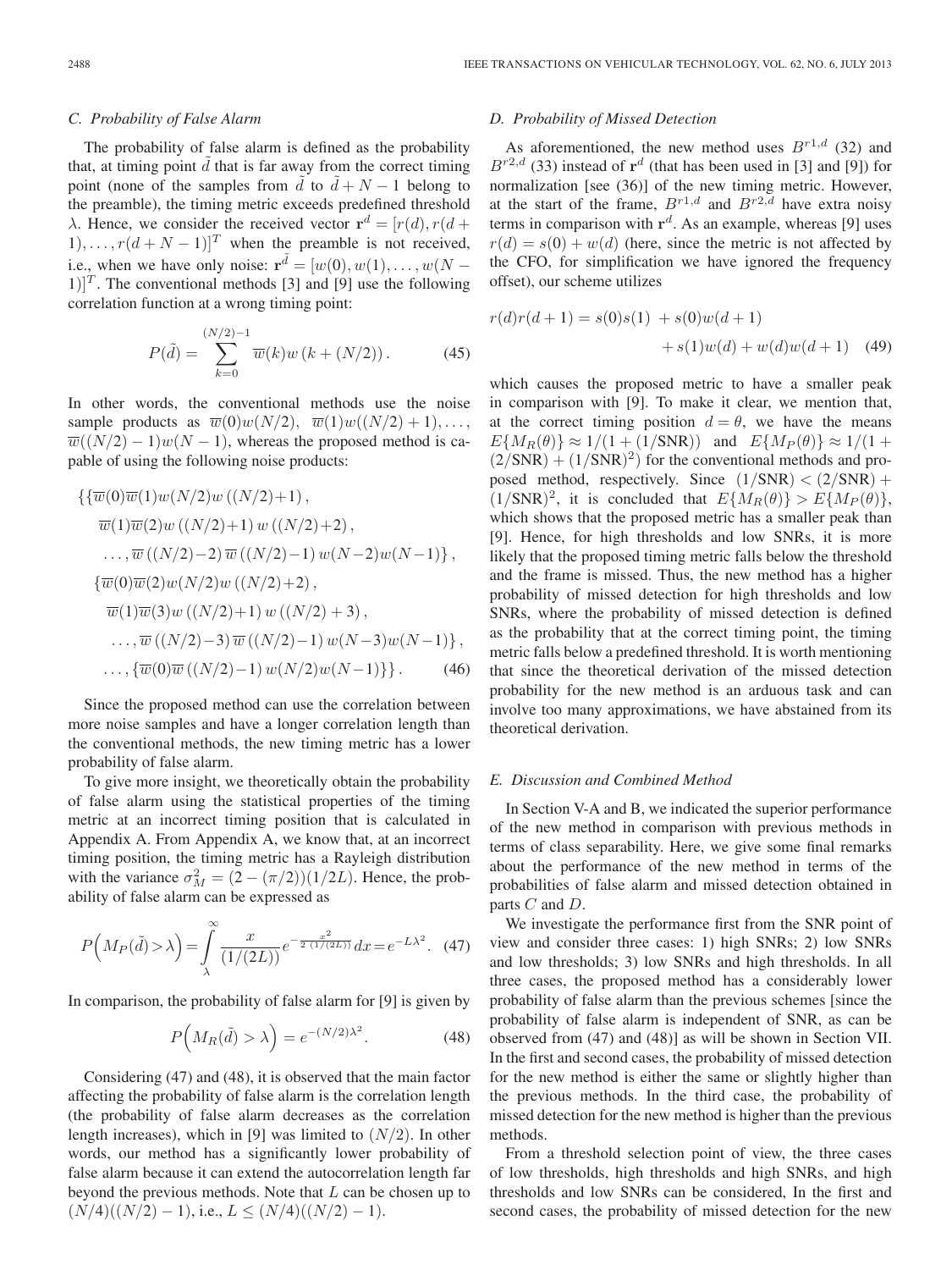### C. Probability of False Alarm

The probability of false alarm is defined as the probability that, at timing point $\tilde{d}$ that is far away from the correct timing point (none of the samples from $\tilde{d}$ to $\tilde{d}+N-1$ belong to the preamble), the timing metric exceeds predefined threshold $\lambda$. Hence, we consider the received vector $\mathbf{r}^d = [r(d), r(d+1), \ldots, r(d+N-1)]^T$ when the preamble is not received, i.e., when we have only noise: $\mathbf{r}^{\tilde{d}} = [w(0), w(1), \ldots, w(N-1)]^T$. The conventional methods [3] and [9] use the following correlation function at a wrong timing point:

$$P(\tilde{d}) = \sum_{k=0}^{(N/2)-1} \overline{w}(k) w\left(k + (N/2)\right). \tag{45}$$

In other words, the conventional methods use the noise sample products as $\overline{w}(0)w(N/2)$, $\overline{w}(1)w((N/2)+1), \ldots, \overline{w}((N/2)-1)w(N-1)$, whereas the proposed method is capable of using the following noise products:

$$\begin{aligned}
&\{\{\overline{w}(0)\overline{w}(1)w(N/2)w\left((N/2)+1\right),\\
&\quad \overline{w}(1)\overline{w}(2)w\left((N/2)+1\right)w\left((N/2)+2\right),\\
&\quad \ldots, \overline{w}\left((N/2)-2\right)\overline{w}\left((N/2)-1\right)w(N-2)w(N-1)\},\\
&\{\overline{w}(0)\overline{w}(2)w(N/2)w\left((N/2)+2\right),\\
&\quad \overline{w}(1)\overline{w}(3)w\left((N/2)+1\right)w\left((N/2)+3\right),\\
&\quad \ldots, \overline{w}\left((N/2)-3\right)\overline{w}\left((N/2)-1\right)w(N-3)w(N-1)\},\\
&\ldots, \{\overline{w}(0)\overline{w}\left((N/2)-1\right)w(N/2)w(N-1)\}\}.
\end{aligned} \tag{46}$$

Since the proposed method can use the correlation between more noise samples and have a longer correlation length than the conventional methods, the new timing metric has a lower probability of false alarm.

To give more insight, we theoretically obtain the probability of false alarm using the statistical properties of the timing metric at an incorrect timing position that is calculated in Appendix A. From Appendix A, we know that, at an incorrect timing position, the timing metric has a Rayleigh distribution with the variance $\sigma_M^2 = (2-(\pi/2))(1/2L)$. Hence, the probability of false alarm can be expressed as

$$P\left(M_P(\tilde{d}) > \lambda\right) = \int_{\lambda}^{\infty} \frac{x}{(1/(2L))} e^{-\frac{x^2}{2\,(1/(2L))}} dx = e^{-L\lambda^2}. \tag{47}$$

In comparison, the probability of false alarm for [9] is given by

$$P\left(M_R(\tilde{d}) > \lambda\right) = e^{-(N/2)\lambda^2}. \tag{48}$$

Considering (47) and (48), it is observed that the main factor affecting the probability of false alarm is the correlation length (the probability of false alarm decreases as the correlation length increases), which in [9] was limited to $(N/2)$. In other words, our method has a significantly lower probability of false alarm because it can extend the autocorrelation length far beyond the previous methods. Note that $L$ can be chosen up to $(N/4)((N/2)-1)$, i.e., $L \leq (N/4)((N/2)-1)$.

### D. Probability of Missed Detection

As aforementioned, the new method uses $B^{r1,d}$ (32) and $B^{r2,d}$ (33) instead of $\mathbf{r}^d$ (that has been used in [3] and [9]) for normalization [see (36)] of the new timing metric. However, at the start of the frame, $B^{r1,d}$ and $B^{r2,d}$ have extra noisy terms in comparison with $\mathbf{r}^d$. As an example, whereas [9] uses $r(d) = s(0) + w(d)$ (here, since the metric is not affected by the CFO, for simplification we have ignored the frequency offset), our scheme utilizes

$$\begin{aligned}
r(d)r(d+1) = s(0)s(1) &+ s(0)w(d+1)\\
&+ s(1)w(d) + w(d)w(d+1)
\end{aligned} \tag{49}$$

which causes the proposed metric to have a smaller peak in comparison with [9]. To make it clear, we mention that, at the correct timing position $d = \theta$, we have the means $E\{M_R(\theta)\} \approx 1/(1+(1/\text{SNR}))$ and $E\{M_P(\theta)\} \approx 1/(1+(2/\text{SNR})+(1/\text{SNR})^2)$ for the conventional methods and proposed method, respectively. Since $(1/\text{SNR}) < (2/\text{SNR}) + (1/\text{SNR})^2$, it is concluded that $E\{M_R(\theta)\} > E\{M_P(\theta)\}$, which shows that the proposed metric has a smaller peak than [9]. Hence, for high thresholds and low SNRs, it is more likely that the proposed timing metric falls below the threshold and the frame is missed. Thus, the new method has a higher probability of missed detection for high thresholds and low SNRs, where the probability of missed detection is defined as the probability that at the correct timing point, the timing metric falls below a predefined threshold. It is worth mentioning that since the theoretical derivation of the missed detection probability for the new method is an arduous task and can involve too many approximations, we have abstained from its theoretical derivation.

### E. Discussion and Combined Method

In Section V-A and B, we indicated the superior performance of the new method in comparison with previous methods in terms of class separability. Here, we give some final remarks about the performance of the new method in terms of the probabilities of false alarm and missed detection obtained in parts $C$ and $D$.

We investigate the performance first from the SNR point of view and consider three cases: 1) high SNRs; 2) low SNRs and low thresholds; 3) low SNRs and high thresholds. In all three cases, the proposed method has a considerably lower probability of false alarm than the previous schemes [since the probability of false alarm is independent of SNR, as can be observed from (47) and (48)] as will be shown in Section VII. In the first and second cases, the probability of missed detection for the new method is either the same or slightly higher than the previous methods. In the third case, the probability of missed detection for the new method is higher than the previous methods.

From a threshold selection point of view, the three cases of low thresholds, high thresholds and high SNRs, and high thresholds and low SNRs can be considered, In the first and second cases, the probability of missed detection for the new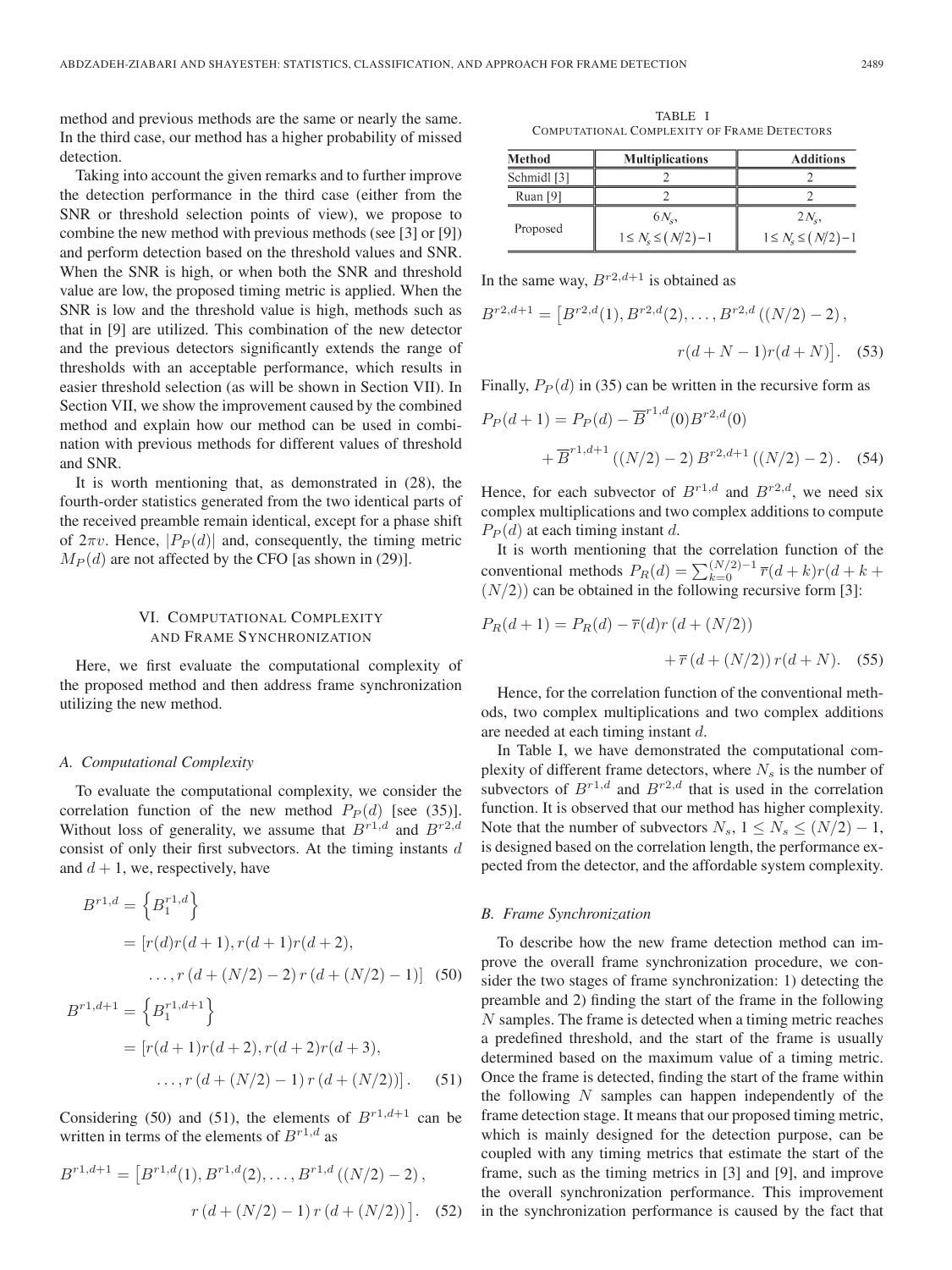method and previous methods are the same or nearly the same. In the third case, our method has a higher probability of missed detection.

Taking into account the given remarks and to further improve the detection performance in the third case (either from the SNR or threshold selection points of view), we propose to combine the new method with previous methods (see [3] or [9]) and perform detection based on the threshold values and SNR. When the SNR is high, or when both the SNR and threshold value are low, the proposed timing metric is applied. When the SNR is low and the threshold value is high, methods such as that in [9] are utilized. This combination of the new detector and the previous detectors significantly extends the range of thresholds with an acceptable performance, which results in easier threshold selection (as will be shown in Section VII). In Section VII, we show the improvement caused by the combined method and explain how our method can be used in combination with previous methods for different values of threshold and SNR.

It is worth mentioning that, as demonstrated in (28), the fourth-order statistics generated from the two identical parts of the received preamble remain identical, except for a phase shift of $2\pi v$. Hence, $|P_P(d)|$ and, consequently, the timing metric $M_P(d)$ are not affected by the CFO [as shown in (29)].

## VI. Computational Complexity and Frame Synchronization

Here, we first evaluate the computational complexity of the proposed method and then address frame synchronization utilizing the new method.

### A. Computational Complexity

To evaluate the computational complexity, we consider the correlation function of the new method $P_P(d)$ [see (35)]. Without loss of generality, we assume that $B^{r1,d}$ and $B^{r2,d}$ consist of only their first subvectors. At the timing instants $d$ and $d+1$, we, respectively, have

$$
\begin{aligned}
B^{r1,d} &= \left\{B_1^{r1,d}\right\} \\
&= [r(d)r(d+1), r(d+1)r(d+2), \\
&\quad \ldots, r\left(d+(N/2)-2\right) r\left(d+(N/2)-1\right)] \quad (50)
\end{aligned}
$$

$$
\begin{aligned}
B^{r1,d+1} &= \left\{B_1^{r1,d+1}\right\} \\
&= [r(d+1)r(d+2), r(d+2)r(d+3), \\
&\quad \ldots, r\left(d+(N/2)-1\right) r\left(d+(N/2)\right)]. \quad (51)
\end{aligned}
$$

Considering (50) and (51), the elements of $B^{r1,d+1}$ can be written in terms of the elements of $B^{r1,d}$ as

$$
\begin{aligned}
B^{r1,d+1} = \big[&B^{r1,d}(1), B^{r1,d}(2), \ldots, B^{r1,d}\left((N/2)-2\right), \\
&r\left(d+(N/2)-1\right) r\left(d+(N/2)\right)\big]. \quad (52)
\end{aligned}
$$

TABLE I
Computational Complexity of Frame Detectors

| Method | Multiplications | Additions |
|---|---|---|
| Schmidl [3] | 2 | 2 |
| Ruan [9] | 2 | 2 |
| Proposed | $6N_s$, $1 \leq N_s \leq (N/2)-1$ | $2N_s$, $1 \leq N_s \leq (N/2)-1$ |

In the same way, $B^{r2,d+1}$ is obtained as

$$
\begin{aligned}
B^{r2,d+1} = \big[&B^{r2,d}(1), B^{r2,d}(2), \ldots, B^{r2,d}\left((N/2)-2\right), \\
&r(d+N-1)r(d+N)\big]. \quad (53)
\end{aligned}
$$

Finally, $P_P(d)$ in (35) can be written in the recursive form as

$$
\begin{aligned}
P_P(d+1) = P_P(d) &- \overline{B}^{r1,d}(0)B^{r2,d}(0) \\
&+ \overline{B}^{r1,d+1}\left((N/2)-2\right) B^{r2,d+1}\left((N/2)-2\right). \quad (54)
\end{aligned}
$$

Hence, for each subvector of $B^{r1,d}$ and $B^{r2,d}$, we need six complex multiplications and two complex additions to compute $P_P(d)$ at each timing instant $d$.

It is worth mentioning that the correlation function of the conventional methods $P_R(d) = \sum_{k=0}^{(N/2)-1} \overline{r}(d+k)r(d+k+(N/2))$ can be obtained in the following recursive form [3]:

$$
\begin{aligned}
P_R(d+1) = P_R(d) &- \overline{r}(d)r\left(d+(N/2)\right) \\
&+ \overline{r}\left(d+(N/2)\right) r(d+N). \quad (55)
\end{aligned}
$$

Hence, for the correlation function of the conventional methods, two complex multiplications and two complex additions are needed at each timing instant $d$.

In Table I, we have demonstrated the computational complexity of different frame detectors, where $N_s$ is the number of subvectors of $B^{r1,d}$ and $B^{r2,d}$ that is used in the correlation function. It is observed that our method has higher complexity. Note that the number of subvectors $N_s$, $1 \leq N_s \leq (N/2)-1$, is designed based on the correlation length, the performance expected from the detector, and the affordable system complexity.

### B. Frame Synchronization

To describe how the new frame detection method can improve the overall frame synchronization procedure, we consider the two stages of frame synchronization: 1) detecting the preamble and 2) finding the start of the frame in the following $N$ samples. The frame is detected when a timing metric reaches a predefined threshold, and the start of the frame is usually determined based on the maximum value of a timing metric. Once the frame is detected, finding the start of the frame within the following $N$ samples can happen independently of the frame detection stage. It means that our proposed timing metric, which is mainly designed for the detection purpose, can be coupled with any timing metrics that estimate the start of the frame, such as the timing metrics in [3] and [9], and improve the overall synchronization performance. This improvement in the synchronization performance is caused by the fact that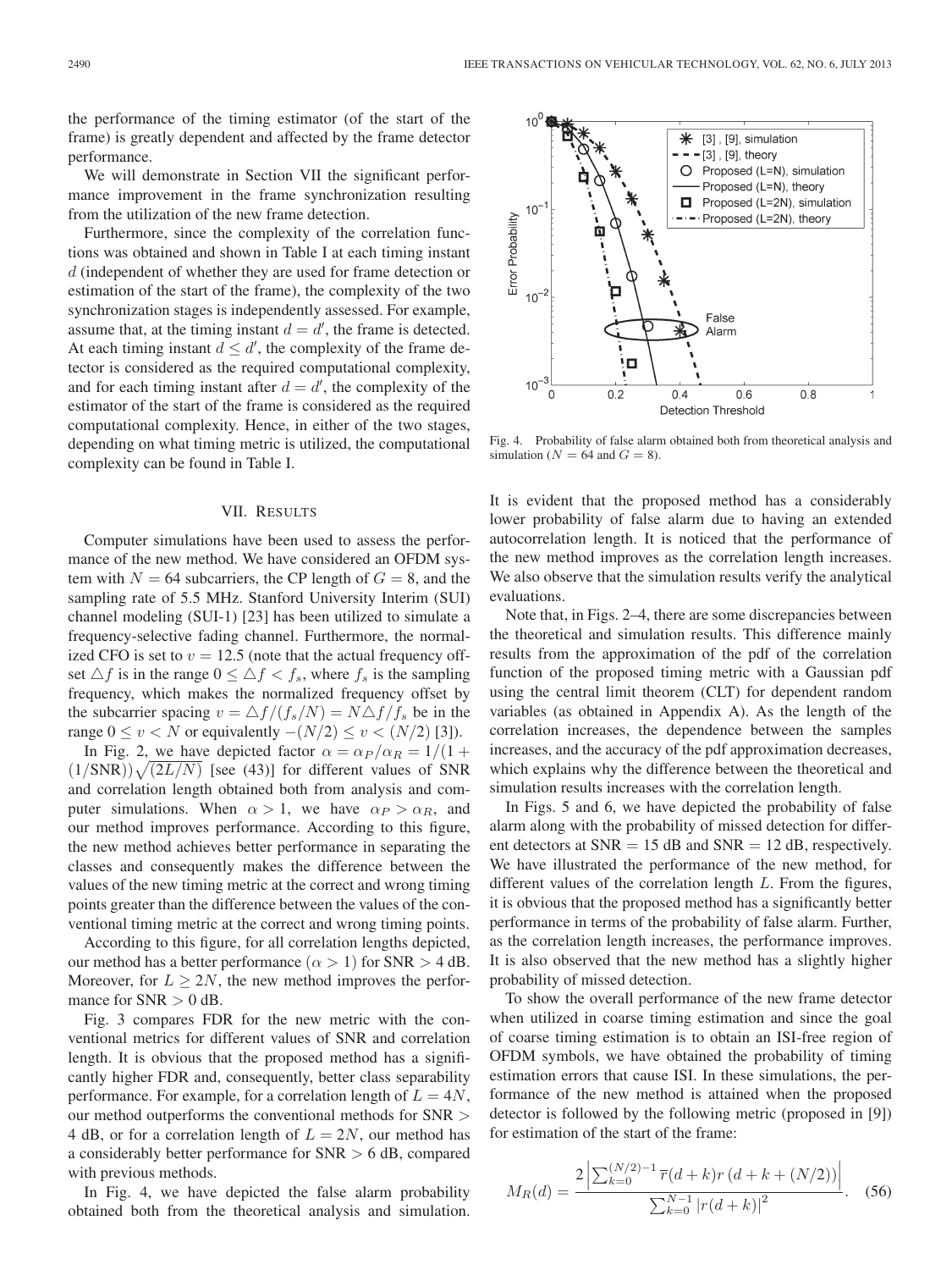the performance of the timing estimator (of the start of the frame) is greatly dependent and affected by the frame detector performance.

We will demonstrate in Section VII the significant performance improvement in the frame synchronization resulting from the utilization of the new frame detection.

Furthermore, since the complexity of the correlation functions was obtained and shown in Table I at each timing instant $d$ (independent of whether they are used for frame detection or estimation of the start of the frame), the complexity of the two synchronization stages is independently assessed. For example, assume that, at the timing instant $d = d'$, the frame is detected. At each timing instant $d \leq d'$, the complexity of the frame detector is considered as the required computational complexity, and for each timing instant after $d = d'$, the complexity of the estimator of the start of the frame is considered as the required computational complexity. Hence, in either of the two stages, depending on what timing metric is utilized, the computational complexity can be found in Table I.

## VII. Results

Computer simulations have been used to assess the performance of the new method. We have considered an OFDM system with $N = 64$ subcarriers, the CP length of $G = 8$, and the sampling rate of 5.5 MHz. Stanford University Interim (SUI) channel modeling (SUI-1) [23] has been utilized to simulate a frequency-selective fading channel. Furthermore, the normalized CFO is set to $v = 12.5$ (note that the actual frequency offset $\triangle f$ is in the range $0 \leq \triangle f < f_s$, where $f_s$ is the sampling frequency, which makes the normalized frequency offset by the subcarrier spacing $v = \triangle f/(f_s/N) = N\triangle f/f_s$ be in the range $0 \leq v < N$ or equivalently $-(N/2) \leq v < (N/2)$ [3]).

In Fig. 2, we have depicted factor $\alpha = \alpha_P/\alpha_R = 1/(1 + (1/\text{SNR}))\sqrt{(2L/N)}$ [see (43)] for different values of SNR and correlation length obtained both from analysis and computer simulations. When $\alpha > 1$, we have $\alpha_P > \alpha_R$, and our method improves performance. According to this figure, the new method achieves better performance in separating the classes and consequently makes the difference between the values of the new timing metric at the correct and wrong timing points greater than the difference between the values of the conventional timing metric at the correct and wrong timing points.

According to this figure, for all correlation lengths depicted, our method has a better performance ($\alpha > 1$) for SNR $> 4$ dB. Moreover, for $L \geq 2N$, the new method improves the performance for SNR $> 0$ dB.

Fig. 3 compares FDR for the new metric with the conventional metrics for different values of SNR and correlation length. It is obvious that the proposed method has a significantly higher FDR and, consequently, better class separability performance. For example, for a correlation length of $L = 4N$, our method outperforms the conventional methods for SNR $>$ 4 dB, or for a correlation length of $L = 2N$, our method has a considerably better performance for SNR $> 6$ dB, compared with previous methods.

In Fig. 4, we have depicted the false alarm probability obtained both from the theoretical analysis and simulation.

Fig. 4. Probability of false alarm obtained both from theoretical analysis and simulation ($N = 64$ and $G = 8$).

It is evident that the proposed method has a considerably lower probability of false alarm due to having an extended autocorrelation length. It is noticed that the performance of the new method improves as the correlation length increases. We also observe that the simulation results verify the analytical evaluations.

Note that, in Figs. 2–4, there are some discrepancies between the theoretical and simulation results. This difference mainly results from the approximation of the pdf of the correlation function of the proposed timing metric with a Gaussian pdf using the central limit theorem (CLT) for dependent random variables (as obtained in Appendix A). As the length of the correlation increases, the dependence between the samples increases, and the accuracy of the pdf approximation decreases, which explains why the difference between the theoretical and simulation results increases with the correlation length.

In Figs. 5 and 6, we have depicted the probability of false alarm along with the probability of missed detection for different detectors at SNR $= 15$ dB and SNR $= 12$ dB, respectively. We have illustrated the performance of the new method, for different values of the correlation length $L$. From the figures, it is obvious that the proposed method has a significantly better performance in terms of the probability of false alarm. Further, as the correlation length increases, the performance improves. It is also observed that the new method has a slightly higher probability of missed detection.

To show the overall performance of the new frame detector when utilized in coarse timing estimation and since the goal of coarse timing estimation is to obtain an ISI-free region of OFDM symbols, we have obtained the probability of timing estimation errors that cause ISI. In these simulations, the performance of the new method is attained when the proposed detector is followed by the following metric (proposed in [9]) for estimation of the start of the frame:

$$M_R(d) = \frac{2\left|\sum_{k=0}^{(N/2)-1} \overline{r}(d+k)r\left(d+k+(N/2)\right)\right|}{\sum_{k=0}^{N-1}\left|r(d+k)\right|^2}. \quad (56)$$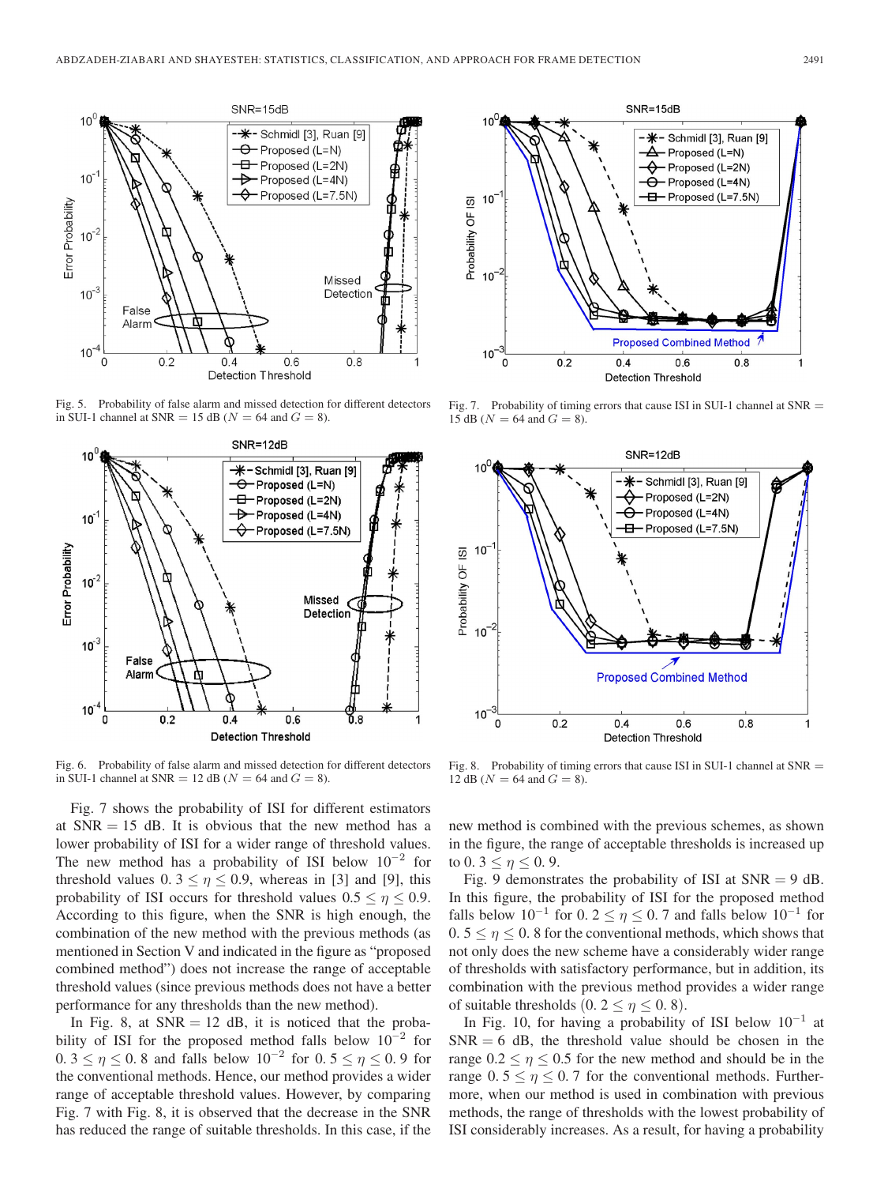Fig. 5. Probability of false alarm and missed detection for different detectors in SUI-1 channel at SNR = 15 dB ($N = 64$ and $G = 8$).

Fig. 7. Probability of timing errors that cause ISI in SUI-1 channel at SNR = 15 dB ($N = 64$ and $G = 8$).

Fig. 6. Probability of false alarm and missed detection for different detectors in SUI-1 channel at SNR = 12 dB ($N = 64$ and $G = 8$).

Fig. 8. Probability of timing errors that cause ISI in SUI-1 channel at SNR = 12 dB ($N = 64$ and $G = 8$).

Fig. 7 shows the probability of ISI for different estimators at SNR = 15 dB. It is obvious that the new method has a lower probability of ISI for a wider range of threshold values. The new method has a probability of ISI below $10^{-2}$ for threshold values $0.3 \leq \eta \leq 0.9$, whereas in [3] and [9], this probability of ISI occurs for threshold values $0.5 \leq \eta \leq 0.9$. According to this figure, when the SNR is high enough, the combination of the new method with the previous methods (as mentioned in Section V and indicated in the figure as "proposed combined method") does not increase the range of acceptable threshold values (since previous methods does not have a better performance for any thresholds than the new method).

In Fig. 8, at SNR = 12 dB, it is noticed that the probability of ISI for the proposed method falls below $10^{-2}$ for $0.3 \leq \eta \leq 0.8$ and falls below $10^{-2}$ for $0.5 \leq \eta \leq 0.9$ for the conventional methods. Hence, our method provides a wider range of acceptable threshold values. However, by comparing Fig. 7 with Fig. 8, it is observed that the decrease in the SNR has reduced the range of suitable thresholds. In this case, if the new method is combined with the previous schemes, as shown in the figure, the range of acceptable thresholds is increased up to $0.3 \leq \eta \leq 0.9$.

Fig. 9 demonstrates the probability of ISI at SNR = 9 dB. In this figure, the probability of ISI for the proposed method falls below $10^{-1}$ for $0.2 \leq \eta \leq 0.7$ and falls below $10^{-1}$ for $0.5 \leq \eta \leq 0.8$ for the conventional methods, which shows that not only does the new scheme have a considerably wider range of thresholds with satisfactory performance, but in addition, its combination with the previous method provides a wider range of suitable thresholds $(0.2 \leq \eta \leq 0.8)$.

In Fig. 10, for having a probability of ISI below $10^{-1}$ at SNR = 6 dB, the threshold value should be chosen in the range $0.2 \leq \eta \leq 0.5$ for the new method and should be in the range $0.5 \leq \eta \leq 0.7$ for the conventional methods. Furthermore, when our method is used in combination with previous methods, the range of thresholds with the lowest probability of ISI considerably increases. As a result, for having a probability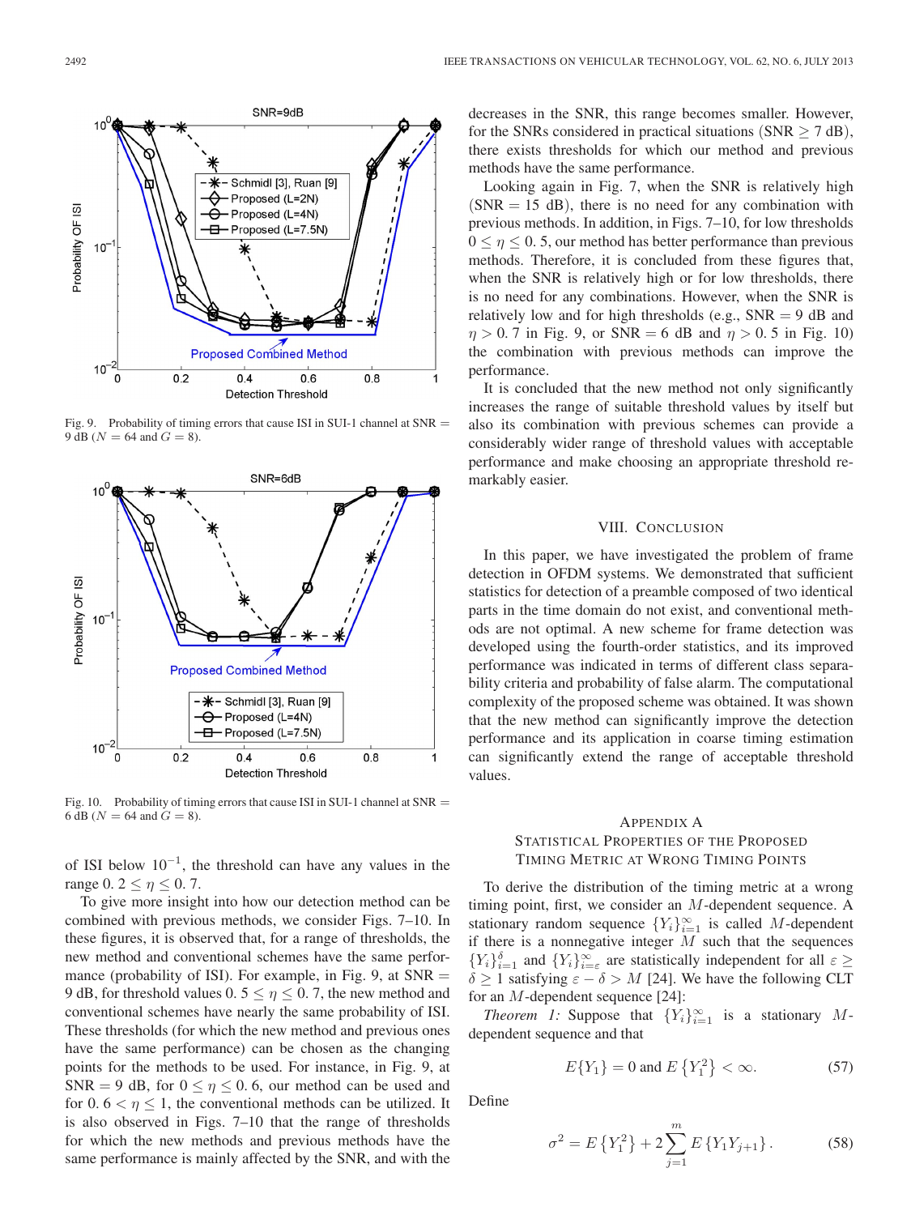Fig. 9. Probability of timing errors that cause ISI in SUI-1 channel at SNR = 9 dB ($N = 64$ and $G = 8$).

Fig. 10. Probability of timing errors that cause ISI in SUI-1 channel at SNR = 6 dB ($N = 64$ and $G = 8$).

of ISI below $10^{-1}$, the threshold can have any values in the range $0.2 \leq \eta \leq 0.7$.

To give more insight into how our detection method can be combined with previous methods, we consider Figs. 7–10. In these figures, it is observed that, for a range of thresholds, the new method and conventional schemes have the same performance (probability of ISI). For example, in Fig. 9, at SNR = 9 dB, for threshold values $0.5 \leq \eta \leq 0.7$, the new method and conventional schemes have nearly the same probability of ISI. These thresholds (for which the new method and previous ones have the same performance) can be chosen as the changing points for the methods to be used. For instance, in Fig. 9, at SNR = 9 dB, for $0 \leq \eta \leq 0.6$, our method can be used and for $0.6 < \eta \leq 1$, the conventional methods can be utilized. It is also observed in Figs. 7–10 that the range of thresholds for which the new methods and previous methods have the same performance is mainly affected by the SNR, and with the decreases in the SNR, this range becomes smaller. However, for the SNRs considered in practical situations (SNR $\geq$ 7 dB), there exists thresholds for which our method and previous methods have the same performance.

Looking again in Fig. 7, when the SNR is relatively high (SNR = 15 dB), there is no need for any combination with previous methods. In addition, in Figs. 7–10, for low thresholds $0 \leq \eta \leq 0.5$, our method has better performance than previous methods. Therefore, it is concluded from these figures that, when the SNR is relatively high or for low thresholds, there is no need for any combinations. However, when the SNR is relatively low and for high thresholds (e.g., SNR = 9 dB and $\eta > 0.7$ in Fig. 9, or SNR = 6 dB and $\eta > 0.5$ in Fig. 10) the combination with previous methods can improve the performance.

It is concluded that the new method not only significantly increases the range of suitable threshold values by itself but also its combination with previous schemes can provide a considerably wider range of threshold values with acceptable performance and make choosing an appropriate threshold remarkably easier.

## VIII. Conclusion

In this paper, we have investigated the problem of frame detection in OFDM systems. We demonstrated that sufficient statistics for detection of a preamble composed of two identical parts in the time domain do not exist, and conventional methods are not optimal. A new scheme for frame detection was developed using the fourth-order statistics, and its improved performance was indicated in terms of different class separability criteria and probability of false alarm. The computational complexity of the proposed scheme was obtained. It was shown that the new method can significantly improve the detection performance and its application in coarse timing estimation can significantly extend the range of acceptable threshold values.

## Appendix A
## Statistical Properties of the Proposed Timing Metric at Wrong Timing Points

To derive the distribution of the timing metric at a wrong timing point, first, we consider an $M$-dependent sequence. A stationary random sequence $\{Y_i\}_{i=1}^{\infty}$ is called $M$-dependent if there is a nonnegative integer $M$ such that the sequences $\{Y_i\}_{i=1}^{\delta}$ and $\{Y_i\}_{i=\varepsilon}^{\infty}$ are statistically independent for all $\varepsilon \geq \delta \geq 1$ satisfying $\varepsilon - \delta > M$ [24]. We have the following CLT for an $M$-dependent sequence [24]:

*Theorem 1:* Suppose that $\{Y_i\}_{i=1}^{\infty}$ is a stationary $M$-dependent sequence and that

$$E\{Y_1\} = 0 \text{ and } E\left\{Y_1^2\right\} < \infty. \tag{57}$$

Define

$$\sigma^2 = E\left\{Y_1^2\right\} + 2\sum_{j=1}^{m} E\left\{Y_1 Y_{j+1}\right\}. \tag{58}$$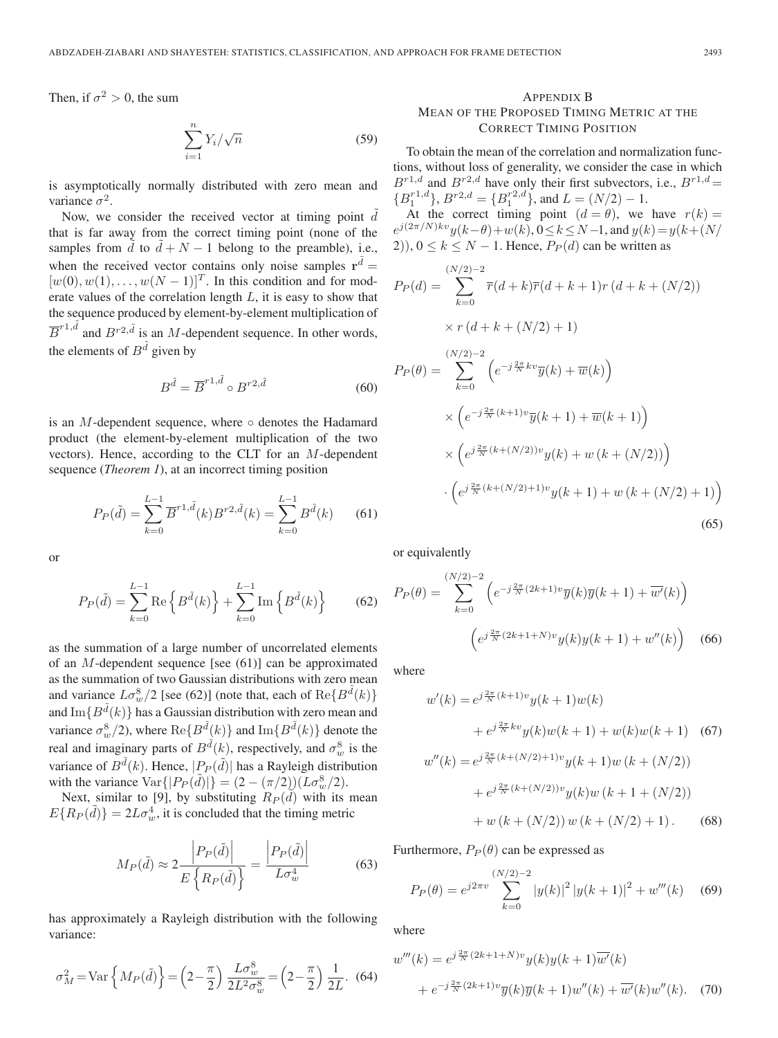Then, if $\sigma^2 > 0$, the sum

$$\sum_{i=1}^{n} Y_i/\sqrt{n} \tag{59}$$

is asymptotically normally distributed with zero mean and variance $\sigma^2$.

Now, we consider the received vector at timing point $\tilde{d}$ that is far away from the correct timing point (none of the samples from $\tilde{d}$ to $\tilde{d}+N-1$ belong to the preamble), i.e., when the received vector contains only noise samples $\mathbf{r}^{\tilde{d}} = [w(0), w(1), \ldots, w(N-1)]^T$. In this condition and for moderate values of the correlation length $L$, it is easy to show that the sequence produced by element-by-element multiplication of $\overline{B}^{r1,\tilde{d}}$ and $B^{r2,\tilde{d}}$ is an $M$-dependent sequence. In other words, the elements of $B^{\tilde{d}}$ given by

$$B^{\tilde{d}} = \overline{B}^{r1,\tilde{d}} \circ B^{r2,\tilde{d}} \tag{60}$$

is an $M$-dependent sequence, where $\circ$ denotes the Hadamard product (the element-by-element multiplication of the two vectors). Hence, according to the CLT for an $M$-dependent sequence (*Theorem 1*), at an incorrect timing position

$$P_P(\tilde{d}) = \sum_{k=0}^{L-1} \overline{B}^{r1,\tilde{d}}(k) B^{r2,\tilde{d}}(k) = \sum_{k=0}^{L-1} B^{\tilde{d}}(k) \tag{61}$$

or

$$P_P(\tilde{d}) = \sum_{k=0}^{L-1} \mathrm{Re}\left\{B^{\tilde{d}}(k)\right\} + \sum_{k=0}^{L-1} \mathrm{Im}\left\{B^{\tilde{d}}(k)\right\} \tag{62}$$

as the summation of a large number of uncorrelated elements of an $M$-dependent sequence [see (61)] can be approximated as the summation of two Gaussian distributions with zero mean and variance $L\sigma_w^8/2$ [see (62)] (note that, each of $\mathrm{Re}\{B^{\tilde{d}}(k)\}$ and $\mathrm{Im}\{B^{\tilde{d}}(k)\}$ has a Gaussian distribution with zero mean and variance $\sigma_w^8/2$), where $\mathrm{Re}\{B^{\tilde{d}}(k)\}$ and $\mathrm{Im}\{B^{\tilde{d}}(k)\}$ denote the real and imaginary parts of $B^{\tilde{d}}(k)$, respectively, and $\sigma_w^8$ is the variance of $B^{\tilde{d}}(k)$. Hence, $|P_P(\tilde{d})|$ has a Rayleigh distribution with the variance $\mathrm{Var}\{|P_P(\tilde{d})|\} = (2-(\pi/2))(L\sigma_w^8/2)$.

Next, similar to [9], by substituting $R_P(\tilde{d})$ with its mean $E\{R_P(\tilde{d})\} = 2L\sigma_w^4$, it is concluded that the timing metric

$$M_P(\tilde{d}) \approx 2\frac{\left|P_P(\tilde{d})\right|}{E\left\{R_P(\tilde{d})\right\}} = \frac{\left|P_P(\tilde{d})\right|}{L\sigma_w^4} \tag{63}$$

has approximately a Rayleigh distribution with the following variance:

$$\sigma_M^2 = \mathrm{Var}\left\{M_P(\tilde{d})\right\} = \left(2-\frac{\pi}{2}\right)\frac{L\sigma_w^8}{2L^2\sigma_w^8} = \left(2-\frac{\pi}{2}\right)\frac{1}{2L}. \tag{64}$$

## Appendix B
## Mean of the Proposed Timing Metric at the Correct Timing Position

To obtain the mean of the correlation and normalization functions, without loss of generality, we consider the case in which $B^{r1,d}$ and $B^{r2,d}$ have only their first subvectors, i.e., $B^{r1,d} = \{B_1^{r1,d}\}$, $B^{r2,d} = \{B_1^{r2,d}\}$, and $L = (N/2)-1$.

At the correct timing point $(d=\theta)$, we have $r(k) = e^{j(2\pi/N)kv}y(k-\theta)+w(k)$, $0 \le k \le N-1$, and $y(k) = y(k+(N/2))$, $0 \le k \le N-1$. Hence, $P_P(d)$ can be written as

$$\begin{aligned}
P_P(d) =& \sum_{k=0}^{(N/2)-2} \overline{r}(d+k)\overline{r}(d+k+1)r\left(d+k+(N/2)\right) \\
&\times r\left(d+k+(N/2)+1\right) \\
P_P(\theta) =& \sum_{k=0}^{(N/2)-2} \left(e^{-j\frac{2\pi}{N}kv}\overline{y}(k)+\overline{w}(k)\right) \\
&\times \left(e^{-j\frac{2\pi}{N}(k+1)v}\overline{y}(k+1)+\overline{w}(k+1)\right) \\
&\times \left(e^{j\frac{2\pi}{N}(k+(N/2))v}y(k)+w\left(k+(N/2)\right)\right) \\
&\cdot \left(e^{j\frac{2\pi}{N}(k+(N/2)+1)v}y(k+1)+w\left(k+(N/2)+1\right)\right)
\end{aligned} \tag{65}$$

or equivalently

$$\begin{aligned}
P_P(\theta) =& \sum_{k=0}^{(N/2)-2} \left(e^{-j\frac{2\pi}{N}(2k+1)v}\overline{y}(k)\overline{y}(k+1)+\overline{w'}(k)\right) \\
&\left(e^{j\frac{2\pi}{N}(2k+1+N)v}y(k)y(k+1)+w''(k)\right)
\end{aligned} \tag{66}$$

where

$$\begin{aligned}
w'(k) =& e^{j\frac{2\pi}{N}(k+1)v}y(k+1)w(k) \\
&+ e^{j\frac{2\pi}{N}kv}y(k)w(k+1)+w(k)w(k+1)
\end{aligned} \tag{67}$$

$$\begin{aligned}
w''(k) =& e^{j\frac{2\pi}{N}(k+(N/2)+1)v}y(k+1)w\left(k+(N/2)\right) \\
&+ e^{j\frac{2\pi}{N}(k+(N/2))v}y(k)w\left(k+1+(N/2)\right) \\
&+ w\left(k+(N/2)\right)w\left(k+(N/2)+1\right).
\end{aligned} \tag{68}$$

Furthermore, $P_P(\theta)$ can be expressed as

$$P_P(\theta) = e^{j2\pi v}\sum_{k=0}^{(N/2)-2}|y(k)|^2|y(k+1)|^2 + w'''(k) \tag{69}$$

where

$$\begin{aligned}
w'''(k) =& e^{j\frac{2\pi}{N}(2k+1+N)v}y(k)y(k+1)\overline{w'}(k) \\
&+ e^{-j\frac{2\pi}{N}(2k+1)v}\overline{y}(k)\overline{y}(k+1)w''(k)+\overline{w'}(k)w''(k).
\end{aligned} \tag{70}$$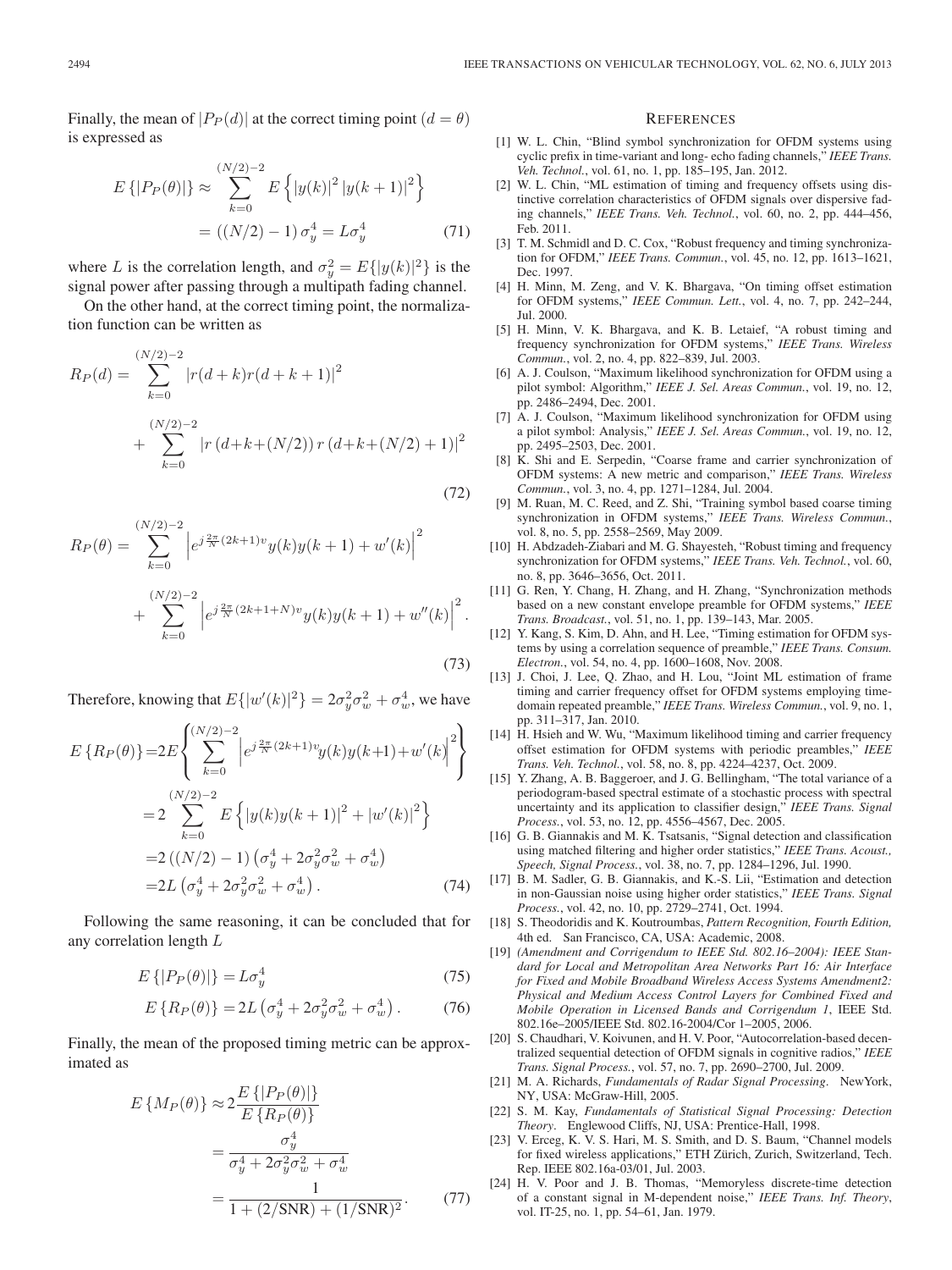Finally, the mean of $|P_P(d)|$ at the correct timing point ($d = \theta$) is expressed as

$$
\begin{aligned}
E\{|P_P(\theta)|\} &\approx \sum_{k=0}^{(N/2)-2} E\left\{|y(k)|^2 |y(k+1)|^2\right\} \\
&= ((N/2)-1)\,\sigma_y^4 = L\sigma_y^4
\end{aligned} \tag{71}
$$

where $L$ is the correlation length, and $\sigma_y^2 = E\{|y(k)|^2\}$ is the signal power after passing through a multipath fading channel.

On the other hand, at the correct timing point, the normalization function can be written as

$$
\begin{aligned}
R_P(d) = &\sum_{k=0}^{(N/2)-2} |r(d+k)r(d+k+1)|^2 \\
&+ \sum_{k=0}^{(N/2)-2} |r\left(d+k+(N/2)\right) r\left(d+k+(N/2)+1\right)|^2
\end{aligned} \tag{72}
$$

$$
\begin{aligned}
R_P(\theta) = &\sum_{k=0}^{(N/2)-2} \left| e^{j\frac{2\pi}{N}(2k+1)v} y(k)y(k+1) + w'(k)\right|^2 \\
&+ \sum_{k=0}^{(N/2)-2} \left| e^{j\frac{2\pi}{N}(2k+1+N)v} y(k)y(k+1) + w''(k)\right|^2.
\end{aligned} \tag{73}
$$

Therefore, knowing that $E\{|w'(k)|^2\} = 2\sigma_y^2\sigma_w^2 + \sigma_w^4$, we have

$$
\begin{aligned}
E\{R_P(\theta)\} &= 2E\left\{ \sum_{k=0}^{(N/2)-2} \left| e^{j\frac{2\pi}{N}(2k+1)v} y(k)y(k+1) + w'(k)\right|^2 \right\} \\
&= 2\sum_{k=0}^{(N/2)-2} E\left\{ |y(k)y(k+1)|^2 + |w'(k)|^2 \right\} \\
&= 2\left((N/2)-1\right)\left(\sigma_y^4 + 2\sigma_y^2\sigma_w^2 + \sigma_w^4\right) \\
&= 2L\left(\sigma_y^4 + 2\sigma_y^2\sigma_w^2 + \sigma_w^4\right).
\end{aligned} \tag{74}
$$

Following the same reasoning, it can be concluded that for any correlation length $L$

$$
E\{|P_P(\theta)|\} = L\sigma_y^4 \tag{75}
$$

$$
E\{R_P(\theta)\} = 2L\left(\sigma_y^4 + 2\sigma_y^2\sigma_w^2 + \sigma_w^4\right). \tag{76}
$$

Finally, the mean of the proposed timing metric can be approximated as

$$
\begin{aligned}
E\{M_P(\theta)\} &\approx 2\frac{E\{|P_P(\theta)|\}}{E\{R_P(\theta)\}} \\
&= \frac{\sigma_y^4}{\sigma_y^4 + 2\sigma_y^2\sigma_w^2 + \sigma_w^4} \\
&= \frac{1}{1 + (2/\text{SNR}) + (1/\text{SNR})^2}.
\end{aligned} \tag{77}
$$

## References

[1] W. L. Chin, "Blind symbol synchronization for OFDM systems using cyclic prefix in time-variant and long- echo fading channels," *IEEE Trans. Veh. Technol.*, vol. 61, no. 1, pp. 185–195, Jan. 2012.

[2] W. L. Chin, "ML estimation of timing and frequency offsets using distinctive correlation characteristics of OFDM signals over dispersive fading channels," *IEEE Trans. Veh. Technol.*, vol. 60, no. 2, pp. 444–456, Feb. 2011.

[3] T. M. Schmidl and D. C. Cox, "Robust frequency and timing synchronization for OFDM," *IEEE Trans. Commun.*, vol. 45, no. 12, pp. 1613–1621, Dec. 1997.

[4] H. Minn, M. Zeng, and V. K. Bhargava, "On timing offset estimation for OFDM systems," *IEEE Commun. Lett.*, vol. 4, no. 7, pp. 242–244, Jul. 2000.

[5] H. Minn, V. K. Bhargava, and K. B. Letaief, "A robust timing and frequency synchronization for OFDM systems," *IEEE Trans. Wireless Commun.*, vol. 2, no. 4, pp. 822–839, Jul. 2003.

[6] A. J. Coulson, "Maximum likelihood synchronization for OFDM using a pilot symbol: Algorithm," *IEEE J. Sel. Areas Commun.*, vol. 19, no. 12, pp. 2486–2494, Dec. 2001.

[7] A. J. Coulson, "Maximum likelihood synchronization for OFDM using a pilot symbol: Analysis," *IEEE J. Sel. Areas Commun.*, vol. 19, no. 12, pp. 2495–2503, Dec. 2001.

[8] K. Shi and E. Serpedin, "Coarse frame and carrier synchronization of OFDM systems: A new metric and comparison," *IEEE Trans. Wireless Commun.*, vol. 3, no. 4, pp. 1271–1284, Jul. 2004.

[9] M. Ruan, M. C. Reed, and Z. Shi, "Training symbol based coarse timing synchronization in OFDM systems," *IEEE Trans. Wireless Commun.*, vol. 8, no. 5, pp. 2558–2569, May 2009.

[10] H. Abdzadeh-Ziabari and M. G. Shayesteh, "Robust timing and frequency synchronization for OFDM systems," *IEEE Trans. Veh. Technol.*, vol. 60, no. 8, pp. 3646–3656, Oct. 2011.

[11] G. Ren, Y. Chang, H. Zhang, and H. Zhang, "Synchronization methods based on a new constant envelope preamble for OFDM systems," *IEEE Trans. Broadcast.*, vol. 51, no. 1, pp. 139–143, Mar. 2005.

[12] Y. Kang, S. Kim, D. Ahn, and H. Lee, "Timing estimation for OFDM systems by using a correlation sequence of preamble," *IEEE Trans. Consum. Electron.*, vol. 54, no. 4, pp. 1600–1608, Nov. 2008.

[13] J. Choi, J. Lee, Q. Zhao, and H. Lou, "Joint ML estimation of frame timing and carrier frequency offset for OFDM systems employing time-domain repeated preamble," *IEEE Trans. Wireless Commun.*, vol. 9, no. 1, pp. 311–317, Jan. 2010.

[14] H. Hsieh and W. Wu, "Maximum likelihood timing and carrier frequency offset estimation for OFDM systems with periodic preambles," *IEEE Trans. Veh. Technol.*, vol. 58, no. 8, pp. 4224–4237, Oct. 2009.

[15] Y. Zhang, A. B. Baggeroer, and J. G. Bellingham, "The total variance of a periodogram-based spectral estimate of a stochastic process with spectral uncertainty and its application to classifier design," *IEEE Trans. Signal Process.*, vol. 53, no. 12, pp. 4556–4567, Dec. 2005.

[16] G. B. Giannakis and M. K. Tsatsanis, "Signal detection and classification using matched filtering and higher order statistics," *IEEE Trans. Acoust., Speech, Signal Process.*, vol. 38, no. 7, pp. 1284–1296, Jul. 1990.

[17] B. M. Sadler, G. B. Giannakis, and K.-S. Lii, "Estimation and detection in non-Gaussian noise using higher order statistics," *IEEE Trans. Signal Process.*, vol. 42, no. 10, pp. 2729–2741, Oct. 1994.

[18] S. Theodoridis and K. Koutroumbas, *Pattern Recognition, Fourth Edition*, 4th ed. San Francisco, CA, USA: Academic, 2008.

[19] *(Amendment and Corrigendum to IEEE Std. 802.16–2004): IEEE Standard for Local and Metropolitan Area Networks Part 16: Air Interface for Fixed and Mobile Broadband Wireless Access Systems Amendment2: Physical and Medium Access Control Layers for Combined Fixed and Mobile Operation in Licensed Bands and Corrigendum 1*, IEEE Std. 802.16e–2005/IEEE Std. 802.16-2004/Cor 1–2005, 2006.

[20] S. Chaudhari, V. Koivunen, and H. V. Poor, "Autocorrelation-based decentralized sequential detection of OFDM signals in cognitive radios," *IEEE Trans. Signal Process.*, vol. 57, no. 7, pp. 2690–2700, Jul. 2009.

[21] M. A. Richards, *Fundamentals of Radar Signal Processing*. NewYork, NY, USA: McGraw-Hill, 2005.

[22] S. M. Kay, *Fundamentals of Statistical Signal Processing: Detection Theory*. Englewood Cliffs, NJ, USA: Prentice-Hall, 1998.

[23] V. Erceg, K. V. S. Hari, M. S. Smith, and D. S. Baum, "Channel models for fixed wireless applications," ETH Zürich, Zurich, Switzerland, Tech. Rep. IEEE 802.16a-03/01, Jul. 2003.

[24] H. V. Poor and J. B. Thomas, "Memoryless discrete-time detection of a constant signal in M-dependent noise," *IEEE Trans. Inf. Theory*, vol. IT-25, no. 1, pp. 54–61, Jan. 1979.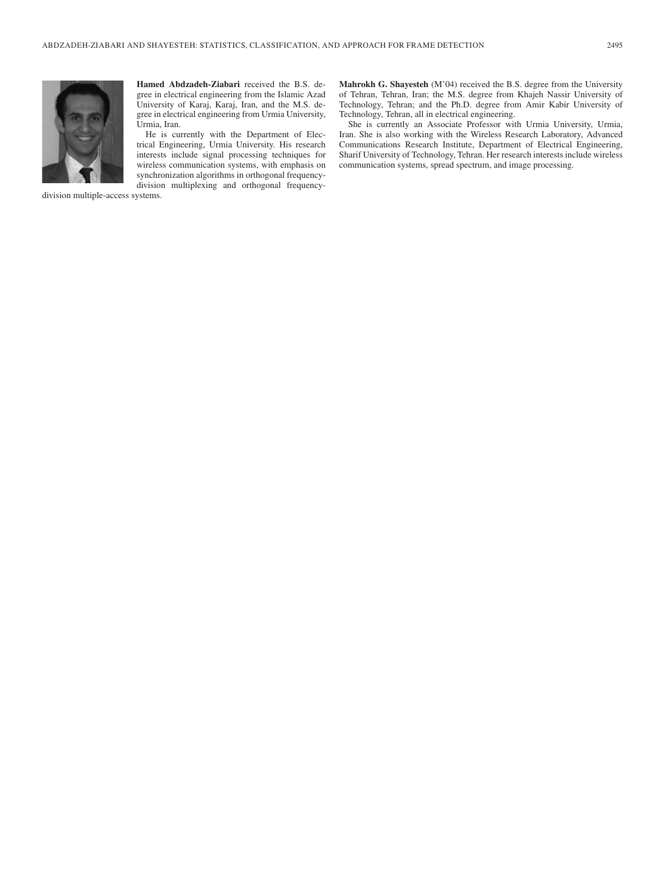**Hamed Abdzadeh-Ziabari** received the B.S. degree in electrical engineering from the Islamic Azad University of Karaj, Karaj, Iran, and the M.S. degree in electrical engineering from Urmia University, Urmia, Iran.

He is currently with the Department of Electrical Engineering, Urmia University. His research interests include signal processing techniques for wireless communication systems, with emphasis on synchronization algorithms in orthogonal frequency-division multiplexing and orthogonal frequency-division multiple-access systems.

**Mahrokh G. Shayesteh** (M'04) received the B.S. degree from the University of Tehran, Tehran, Iran; the M.S. degree from Khajeh Nassir University of Technology, Tehran; and the Ph.D. degree from Amir Kabir University of Technology, Tehran, all in electrical engineering.

She is currently an Associate Professor with Urmia University, Urmia, Iran. She is also working with the Wireless Research Laboratory, Advanced Communications Research Institute, Department of Electrical Engineering, Sharif University of Technology, Tehran. Her research interests include wireless communication systems, spread spectrum, and image processing.